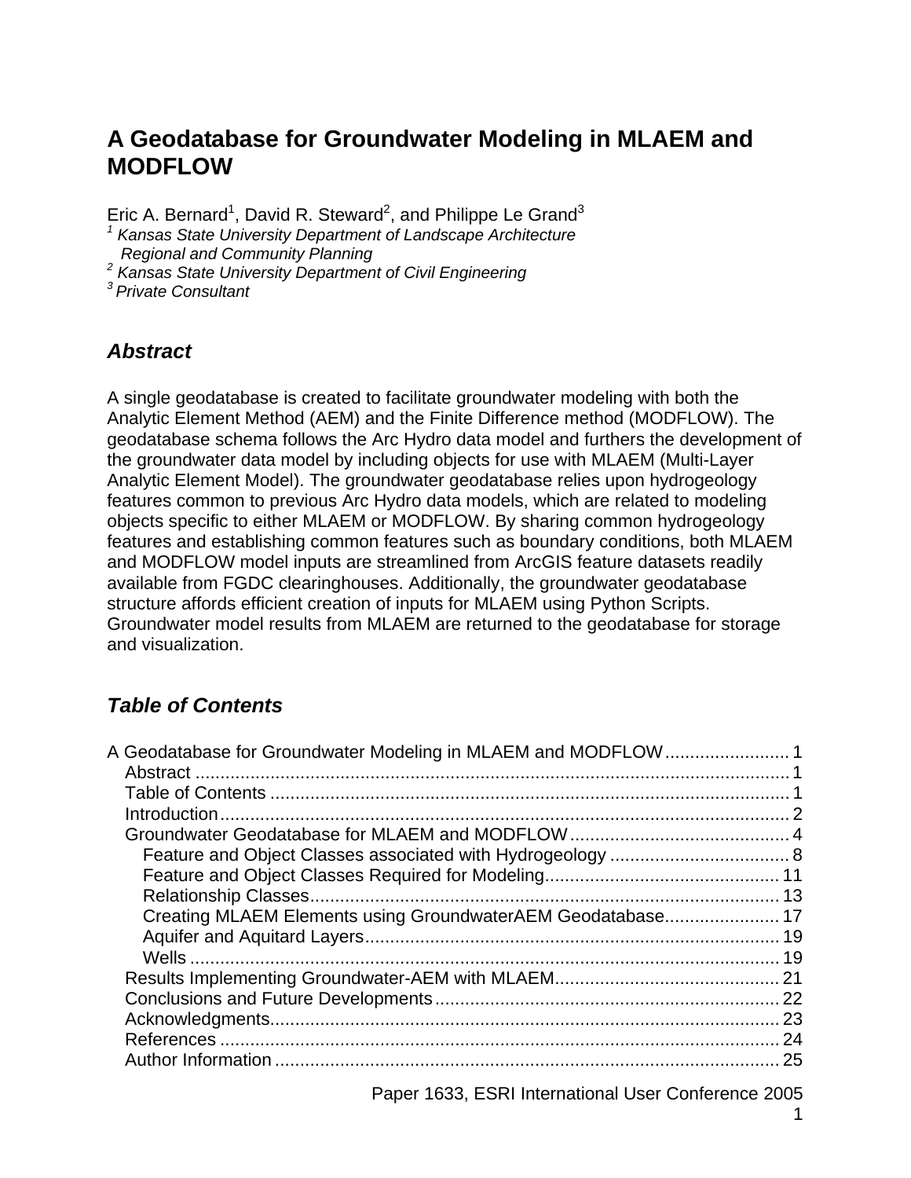# A Geodatabase for Groundwater Modeling in MLAEM and MODFLOW

Eric A. Bernard[1], David R. Steward[2], and Philippe Le Grand[3]

[1] *Kansas State University Department of Landscape Architecture Regional and Community Planning*
[2] *Kansas State University Department of Civil Engineering*
[3] *Private Consultant*

## *Abstract*

A single geodatabase is created to facilitate groundwater modeling with both the Analytic Element Method (AEM) and the Finite Difference method (MODFLOW). The geodatabase schema follows the Arc Hydro data model and furthers the development of the groundwater data model by including objects for use with MLAEM (Multi-Layer Analytic Element Model). The groundwater geodatabase relies upon hydrogeology features common to previous Arc Hydro data models, which are related to modeling objects specific to either MLAEM or MODFLOW. By sharing common hydrogeology features and establishing common features such as boundary conditions, both MLAEM and MODFLOW model inputs are streamlined from ArcGIS feature datasets readily available from FGDC clearinghouses. Additionally, the groundwater geodatabase structure affords efficient creation of inputs for MLAEM using Python Scripts. Groundwater model results from MLAEM are returned to the geodatabase for storage and visualization.

## *Table of Contents*

A Geodatabase for Groundwater Modeling in MLAEM and MODFLOW ......................... 1
- Abstract ........................................................................................................ 1
- Table of Contents ........................................................................................... 1
- Introduction .................................................................................................... 2
- Groundwater Geodatabase for MLAEM and MODFLOW ........................................... 4
  - Feature and Object Classes associated with Hydrogeology .................................... 8
  - Feature and Object Classes Required for Modeling .............................................. 11
  - Relationship Classes ............................................................................. 13
  - Creating MLAEM Elements using GroundwaterAEM Geodatabase ....................... 17
  - Aquifer and Aquitard Layers .................................................................. 19
  - Wells ..................................................................................................... 19
- Results Implementing Groundwater-AEM with MLAEM ............................................ 21
- Conclusions and Future Developments .................................................................... 22
- Acknowledgments ..................................................................................................... 23
- References ............................................................................................................... 24
- Author Information .................................................................................................... 25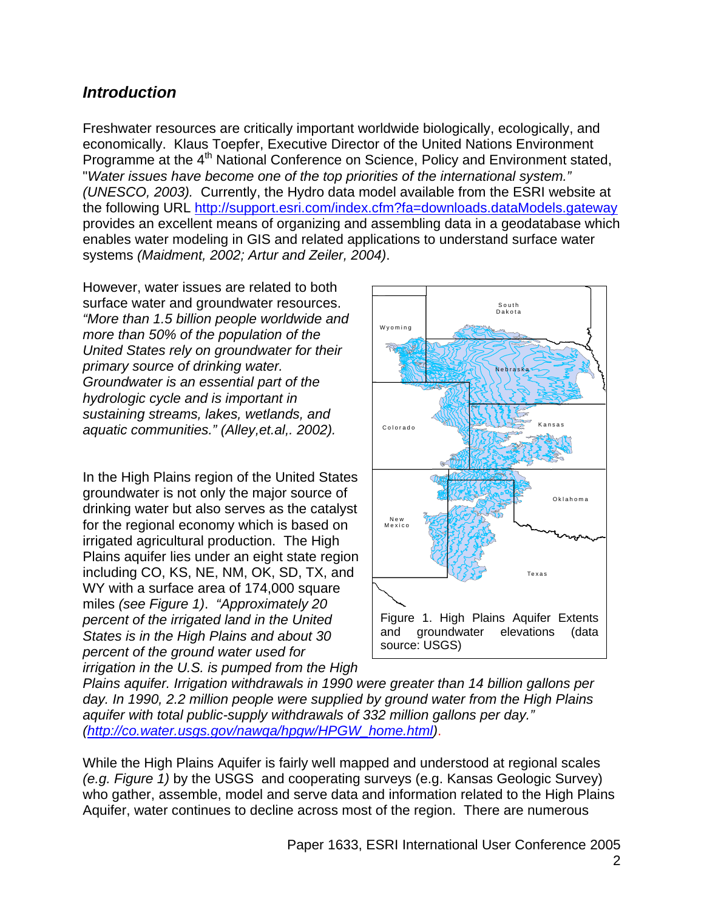## *Introduction*

Freshwater resources are critically important worldwide biologically, ecologically, and economically. Klaus Toepfer, Executive Director of the United Nations Environment Programme at the 4th National Conference on Science, Policy and Environment stated, "*Water issues have become one of the top priorities of the international system." (UNESCO, 2003).* Currently, the Hydro data model available from the ESRI website at the following URL http://support.esri.com/index.cfm?fa=downloads.dataModels.gateway provides an excellent means of organizing and assembling data in a geodatabase which enables water modeling in GIS and related applications to understand surface water systems *(Maidment, 2002; Artur and Zeiler, 2004)*.

However, water issues are related to both surface water and groundwater resources. *"More than 1.5 billion people worldwide and more than 50% of the population of the United States rely on groundwater for their primary source of drinking water. Groundwater is an essential part of the hydrologic cycle and is important in sustaining streams, lakes, wetlands, and aquatic communities." (Alley,et.al,. 2002).*

In the High Plains region of the United States groundwater is not only the major source of drinking water but also serves as the catalyst for the regional economy which is based on irrigated agricultural production. The High Plains aquifer lies under an eight state region including CO, KS, NE, NM, OK, SD, TX, and WY with a surface area of 174,000 square miles *(see Figure 1)*. *"Approximately 20 percent of the irrigated land in the United States is in the High Plains and about 30 percent of the ground water used for irrigation in the U.S. is pumped from the High Plains aquifer. Irrigation withdrawals in 1990 were greater than 14 billion gallons per day. In 1990, 2.2 million people were supplied by ground water from the High Plains aquifer with total public-supply withdrawals of 332 million gallons per day." (http://co.water.usgs.gov/nawqa/hpgw/HPGW_home.html)*.

Figure 1. High Plains Aquifer Extents and groundwater elevations (data source: USGS)

While the High Plains Aquifer is fairly well mapped and understood at regional scales *(e.g. Figure 1)* by the USGS and cooperating surveys (e.g. Kansas Geologic Survey) who gather, assemble, model and serve data and information related to the High Plains Aquifer, water continues to decline across most of the region. There are numerous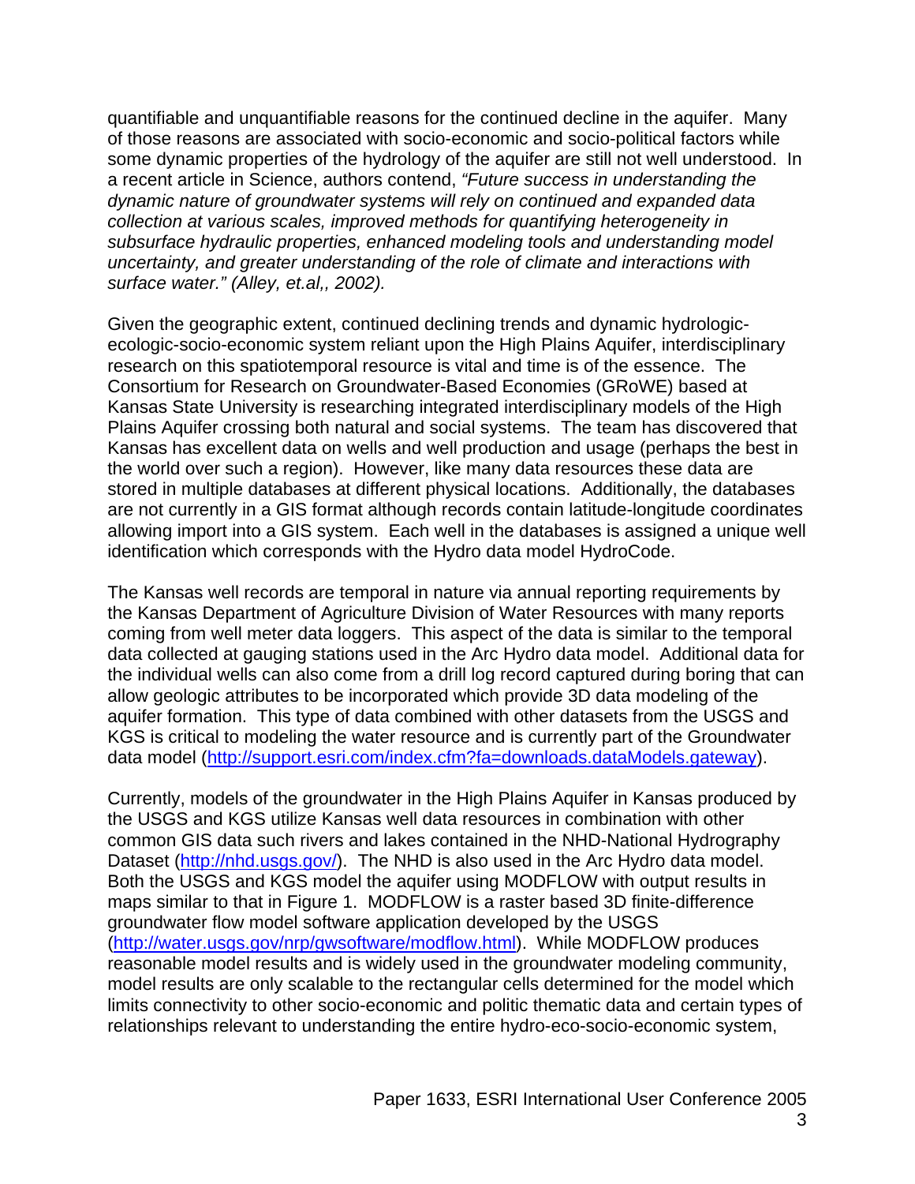quantifiable and unquantifiable reasons for the continued decline in the aquifer. Many of those reasons are associated with socio-economic and socio-political factors while some dynamic properties of the hydrology of the aquifer are still not well understood. In a recent article in Science, authors contend, *"Future success in understanding the dynamic nature of groundwater systems will rely on continued and expanded data collection at various scales, improved methods for quantifying heterogeneity in subsurface hydraulic properties, enhanced modeling tools and understanding model uncertainty, and greater understanding of the role of climate and interactions with surface water." (Alley, et.al,, 2002).*

Given the geographic extent, continued declining trends and dynamic hydrologic-ecologic-socio-economic system reliant upon the High Plains Aquifer, interdisciplinary research on this spatiotemporal resource is vital and time is of the essence. The Consortium for Research on Groundwater-Based Economies (GRoWE) based at Kansas State University is researching integrated interdisciplinary models of the High Plains Aquifer crossing both natural and social systems. The team has discovered that Kansas has excellent data on wells and well production and usage (perhaps the best in the world over such a region). However, like many data resources these data are stored in multiple databases at different physical locations. Additionally, the databases are not currently in a GIS format although records contain latitude-longitude coordinates allowing import into a GIS system. Each well in the databases is assigned a unique well identification which corresponds with the Hydro data model HydroCode.

The Kansas well records are temporal in nature via annual reporting requirements by the Kansas Department of Agriculture Division of Water Resources with many reports coming from well meter data loggers. This aspect of the data is similar to the temporal data collected at gauging stations used in the Arc Hydro data model. Additional data for the individual wells can also come from a drill log record captured during boring that can allow geologic attributes to be incorporated which provide 3D data modeling of the aquifer formation. This type of data combined with other datasets from the USGS and KGS is critical to modeling the water resource and is currently part of the Groundwater data model (http://support.esri.com/index.cfm?fa=downloads.dataModels.gateway).

Currently, models of the groundwater in the High Plains Aquifer in Kansas produced by the USGS and KGS utilize Kansas well data resources in combination with other common GIS data such rivers and lakes contained in the NHD-National Hydrography Dataset (http://nhd.usgs.gov/). The NHD is also used in the Arc Hydro data model. Both the USGS and KGS model the aquifer using MODFLOW with output results in maps similar to that in Figure 1. MODFLOW is a raster based 3D finite-difference groundwater flow model software application developed by the USGS (http://water.usgs.gov/nrp/gwsoftware/modflow.html). While MODFLOW produces reasonable model results and is widely used in the groundwater modeling community, model results are only scalable to the rectangular cells determined for the model which limits connectivity to other socio-economic and politic thematic data and certain types of relationships relevant to understanding the entire hydro-eco-socio-economic system,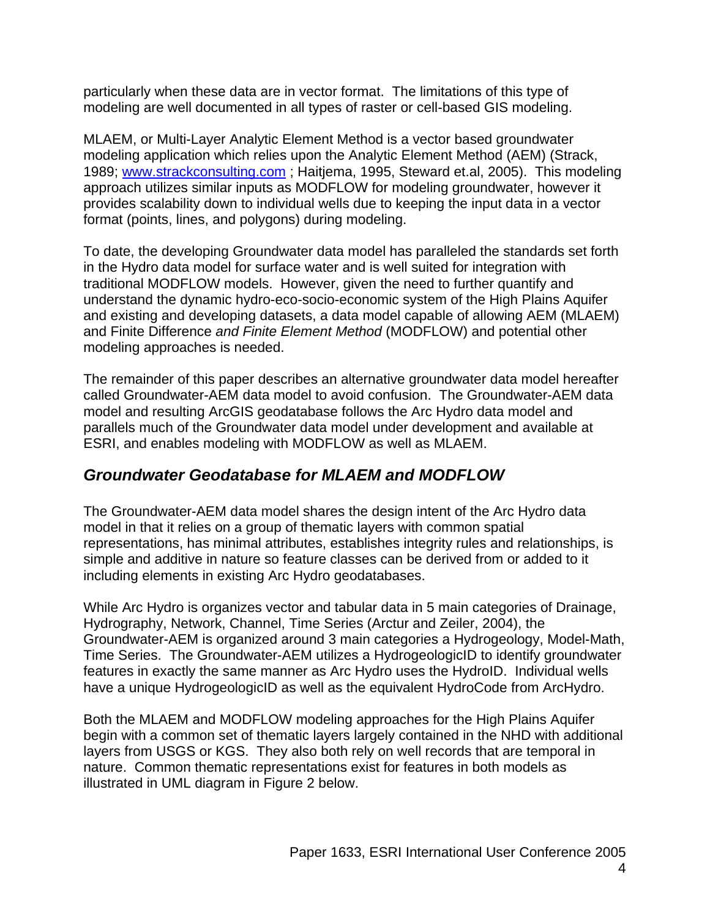particularly when these data are in vector format. The limitations of this type of modeling are well documented in all types of raster or cell-based GIS modeling.

MLAEM, or Multi-Layer Analytic Element Method is a vector based groundwater modeling application which relies upon the Analytic Element Method (AEM) (Strack, 1989; www.strackconsulting.com ; Haitjema, 1995, Steward et.al, 2005). This modeling approach utilizes similar inputs as MODFLOW for modeling groundwater, however it provides scalability down to individual wells due to keeping the input data in a vector format (points, lines, and polygons) during modeling.

To date, the developing Groundwater data model has paralleled the standards set forth in the Hydro data model for surface water and is well suited for integration with traditional MODFLOW models. However, given the need to further quantify and understand the dynamic hydro-eco-socio-economic system of the High Plains Aquifer and existing and developing datasets, a data model capable of allowing AEM (MLAEM) and Finite Difference *and Finite Element Method* (MODFLOW) and potential other modeling approaches is needed.

The remainder of this paper describes an alternative groundwater data model hereafter called Groundwater-AEM data model to avoid confusion. The Groundwater-AEM data model and resulting ArcGIS geodatabase follows the Arc Hydro data model and parallels much of the Groundwater data model under development and available at ESRI, and enables modeling with MODFLOW as well as MLAEM.

## *Groundwater Geodatabase for MLAEM and MODFLOW*

The Groundwater-AEM data model shares the design intent of the Arc Hydro data model in that it relies on a group of thematic layers with common spatial representations, has minimal attributes, establishes integrity rules and relationships, is simple and additive in nature so feature classes can be derived from or added to it including elements in existing Arc Hydro geodatabases.

While Arc Hydro is organizes vector and tabular data in 5 main categories of Drainage, Hydrography, Network, Channel, Time Series (Arctur and Zeiler, 2004), the Groundwater-AEM is organized around 3 main categories a Hydrogeology, Model-Math, Time Series. The Groundwater-AEM utilizes a HydrogeologicID to identify groundwater features in exactly the same manner as Arc Hydro uses the HydroID. Individual wells have a unique HydrogeologicID as well as the equivalent HydroCode from ArcHydro.

Both the MLAEM and MODFLOW modeling approaches for the High Plains Aquifer begin with a common set of thematic layers largely contained in the NHD with additional layers from USGS or KGS. They also both rely on well records that are temporal in nature. Common thematic representations exist for features in both models as illustrated in UML diagram in Figure 2 below.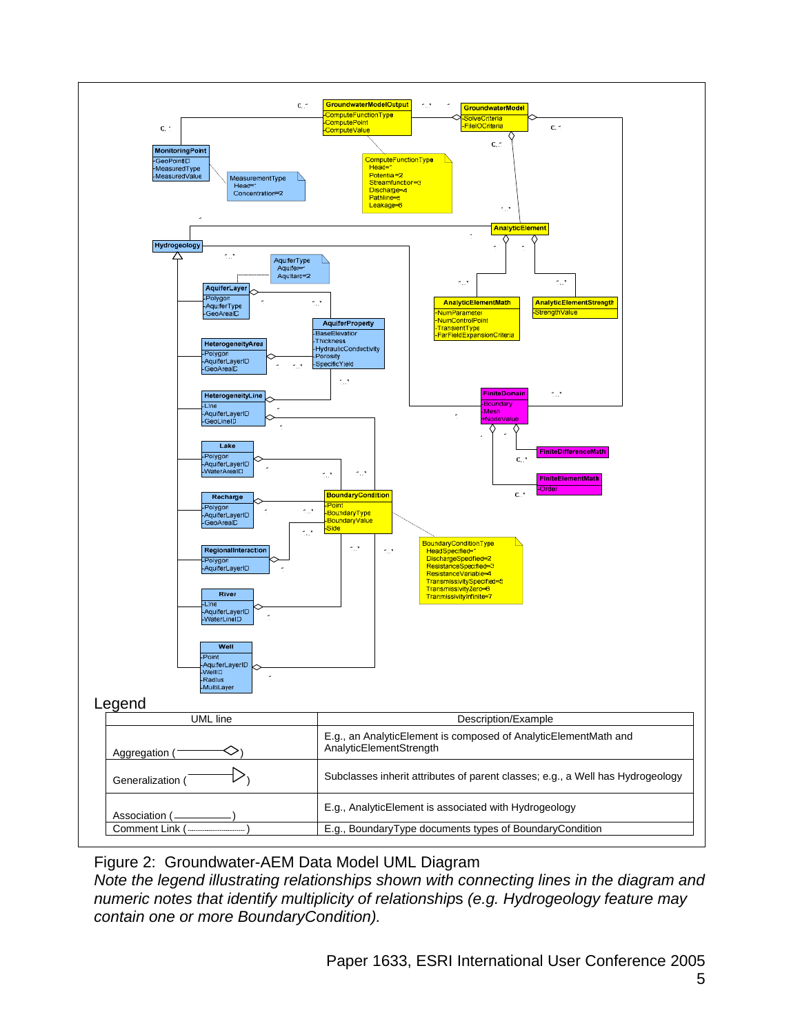| UML line | Description/Example |
|---|---|
| Aggregation (———◇) | E.g., an AnalyticElement is composed of AnalyticElementMath and AnalyticElementStrength |
| Generalization (———▷) | Subclasses inherit attributes of parent classes; e.g., a Well has Hydrogeology |
| Association (————) | E.g., AnalyticElement is associated with Hydrogeology |
| Comment Link (··········) | E.g., BoundaryType documents types of BoundaryCondition |

Figure 2: Groundwater-AEM Data Model UML Diagram

*Note the legend illustrating relationships shown with connecting lines in the diagram and numeric notes that identify multiplicity of relationships (e.g. Hydrogeology feature may contain one or more BoundaryCondition).*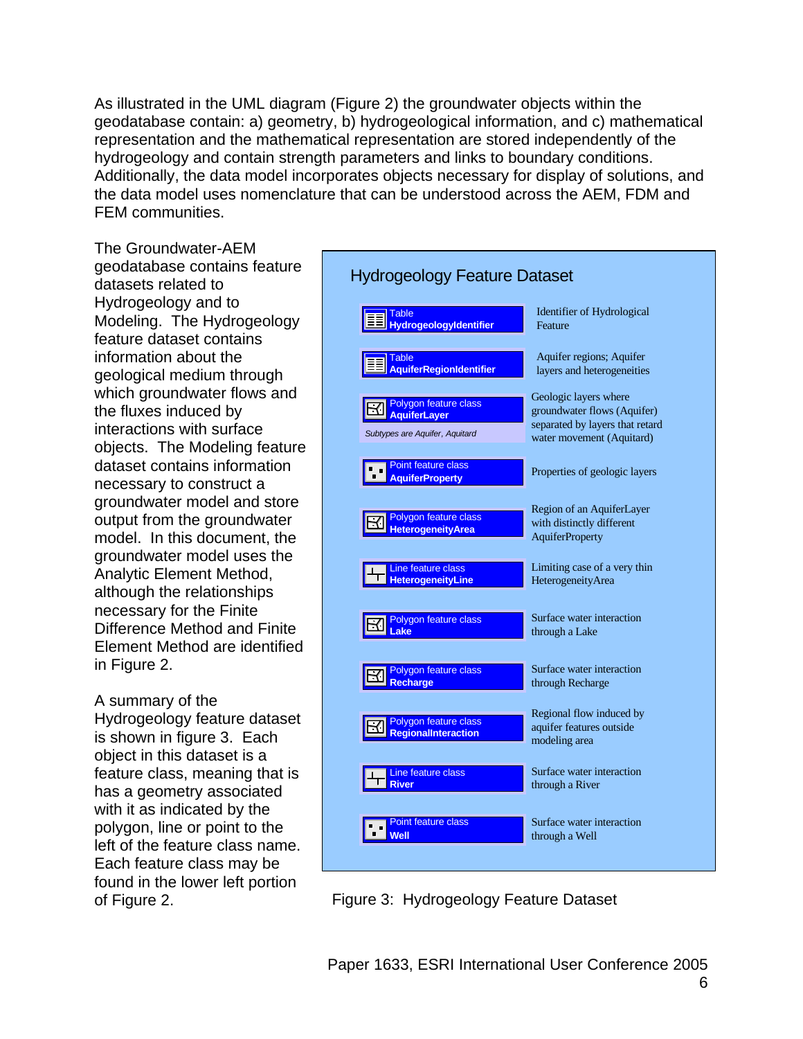As illustrated in the UML diagram (Figure 2) the groundwater objects within the geodatabase contain: a) geometry, b) hydrogeological information, and c) mathematical representation and the mathematical representation are stored independently of the hydrogeology and contain strength parameters and links to boundary conditions. Additionally, the data model incorporates objects necessary for display of solutions, and the data model uses nomenclature that can be understood across the AEM, FDM and FEM communities.

The Groundwater-AEM geodatabase contains feature datasets related to Hydrogeology and to Modeling. The Hydrogeology feature dataset contains information about the geological medium through which groundwater flows and the fluxes induced by interactions with surface objects. The Modeling feature dataset contains information necessary to construct a groundwater model and store output from the groundwater model. In this document, the groundwater model uses the Analytic Element Method, although the relationships necessary for the Finite Difference Method and Finite Element Method are identified in Figure 2.

A summary of the Hydrogeology feature dataset is shown in figure 3. Each object in this dataset is a feature class, meaning that is has a geometry associated with it as indicated by the polygon, line or point to the left of the feature class name. Each feature class may be found in the lower left portion of Figure 2.

**Hydrogeology Feature Dataset**

| Object | Description |
| --- | --- |
| Table **HydrogeologyIdentifier** | Identifier of Hydrological Feature |
| Table **AquiferRegionIdentifier** | Aquifer regions; Aquifer layers and heterogeneities |
| Polygon feature class **AquiferLayer** (*Subtypes are Aquifer, Aquitard*) | Geologic layers where groundwater flows (Aquifer) separated by layers that retard water movement (Aquitard) |
| Point feature class **AquiferProperty** | Properties of geologic layers |
| Polygon feature class **HeterogeneityArea** | Region of an AquiferLayer with distinctly different AquiferProperty |
| Line feature class **HeterogeneityLine** | Limiting case of a very thin HeterogeneityArea |
| Polygon feature class **Lake** | Surface water interaction through a Lake |
| Polygon feature class **Recharge** | Surface water interaction through Recharge |
| Polygon feature class **RegionalInteraction** | Regional flow induced by aquifer features outside modeling area |
| Line feature class **River** | Surface water interaction through a River |
| Point feature class **Well** | Surface water interaction through a Well |

Figure 3: Hydrogeology Feature Dataset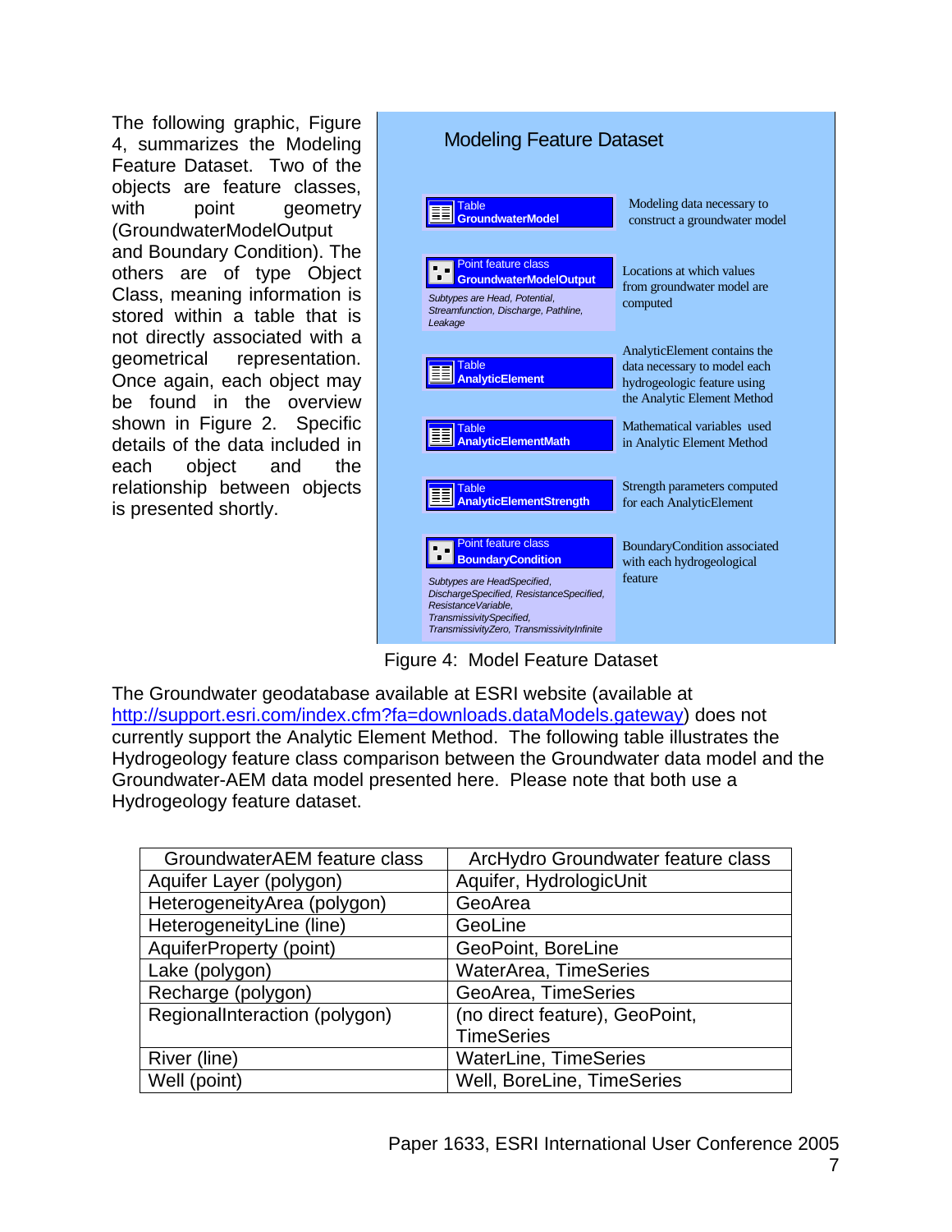The following graphic, Figure 4, summarizes the Modeling Feature Dataset. Two of the objects are feature classes, with point geometry (GroundwaterModelOutput and Boundary Condition). The others are of type Object Class, meaning information is stored within a table that is not directly associated with a geometrical representation. Once again, each object may be found in the overview shown in Figure 2. Specific details of the data included in each object and the relationship between objects is presented shortly.

**Modeling Feature Dataset**

| Object | Description |
| --- | --- |
| Table **GroundwaterModel** | Modeling data necessary to construct a groundwater model |
| Point feature class **GroundwaterModelOutput** — *Subtypes are Head, Potential, Streamfunction, Discharge, Pathline, Leakage* | Locations at which values from groundwater model are computed |
| Table **AnalyticElement** | AnalyticElement contains the data necessary to model each hydrogeologic feature using the Analytic Element Method |
| Table **AnalyticElementMath** | Mathematical variables used in Analytic Element Method |
| Table **AnalyticElementStrength** | Strength parameters computed for each AnalyticElement |
| Point feature class **BoundaryCondition** — *Subtypes are HeadSpecified, DischargeSpecified, ResistanceSpecified, ResistanceVariable, TransmissivitySpecified, TransmissivityZero, TransmissivityInfinite* | BoundaryCondition associated with each hydrogeological feature |

Figure 4: Model Feature Dataset

The Groundwater geodatabase available at ESRI website (available at http://support.esri.com/index.cfm?fa=downloads.dataModels.gateway) does not currently support the Analytic Element Method. The following table illustrates the Hydrogeology feature class comparison between the Groundwater data model and the Groundwater-AEM data model presented here. Please note that both use a Hydrogeology feature dataset.

| GroundwaterAEM feature class | ArcHydro Groundwater feature class |
| --- | --- |
| Aquifer Layer (polygon) | Aquifer, HydrologicUnit |
| HeterogeneityArea (polygon) | GeoArea |
| HeterogeneityLine (line) | GeoLine |
| AquiferProperty (point) | GeoPoint, BoreLine |
| Lake (polygon) | WaterArea, TimeSeries |
| Recharge (polygon) | GeoArea, TimeSeries |
| RegionalInteraction (polygon) | (no direct feature), GeoPoint, TimeSeries |
| River (line) | WaterLine, TimeSeries |
| Well (point) | Well, BoreLine, TimeSeries |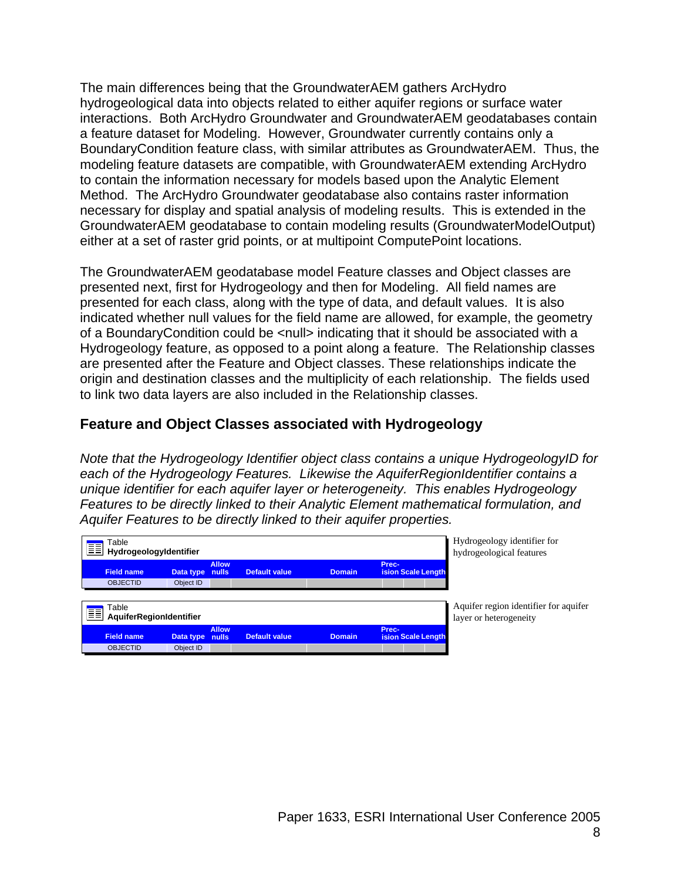The main differences being that the GroundwaterAEM gathers ArcHydro hydrogeological data into objects related to either aquifer regions or surface water interactions. Both ArcHydro Groundwater and GroundwaterAEM geodatabases contain a feature dataset for Modeling. However, Groundwater currently contains only a BoundaryCondition feature class, with similar attributes as GroundwaterAEM. Thus, the modeling feature datasets are compatible, with GroundwaterAEM extending ArcHydro to contain the information necessary for models based upon the Analytic Element Method. The ArcHydro Groundwater geodatabase also contains raster information necessary for display and spatial analysis of modeling results. This is extended in the GroundwaterAEM geodatabase to contain modeling results (GroundwaterModelOutput) either at a set of raster grid points, or at multipoint ComputePoint locations.

The GroundwaterAEM geodatabase model Feature classes and Object classes are presented next, first for Hydrogeology and then for Modeling. All field names are presented for each class, along with the type of data, and default values. It is also indicated whether null values for the field name are allowed, for example, the geometry of a BoundaryCondition could be <null> indicating that it should be associated with a Hydrogeology feature, as opposed to a point along a feature. The Relationship classes are presented after the Feature and Object classes. These relationships indicate the origin and destination classes and the multiplicity of each relationship. The fields used to link two data layers are also included in the Relationship classes.

## Feature and Object Classes associated with Hydrogeology

*Note that the Hydrogeology Identifier object class contains a unique HydrogeologyID for each of the Hydrogeology Features. Likewise the AquiferRegionIdentifier contains a unique identifier for each aquifer layer or heterogeneity. This enables Hydrogeology Features to be directly linked to their Analytic Element mathematical formulation, and Aquifer Features to be directly linked to their aquifer properties.*

**Table HydrogeologyIdentifier** — Hydrogeology identifier for hydrogeological features

| Field name | Data type | Allow nulls | Default value | Domain | Precision | Scale | Length |
|---|---|---|---|---|---|---|---|
| OBJECTID | Object ID | | | | | | |

**Table AquiferRegionIdentifier** — Aquifer region identifier for aquifer layer or heterogeneity

| Field name | Data type | Allow nulls | Default value | Domain | Precision | Scale | Length |
|---|---|---|---|---|---|---|---|
| OBJECTID | Object ID | | | | | | |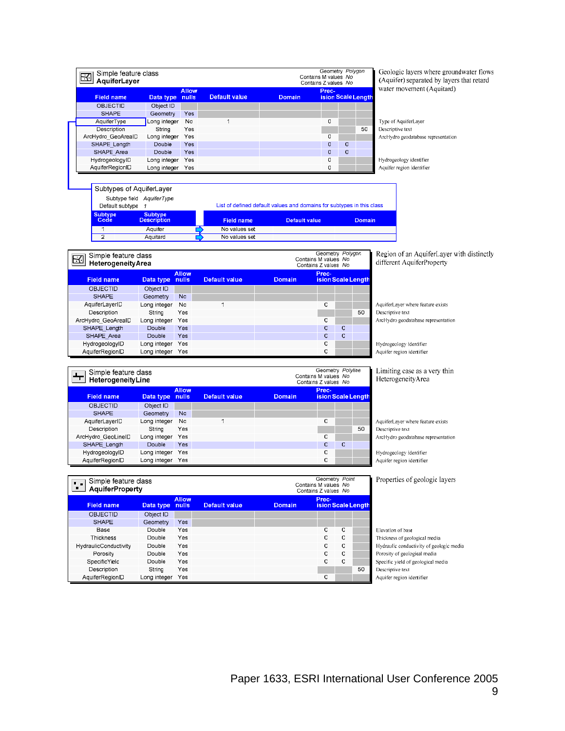## Simple feature class AquiferLayer

Geometry *Polygon*
Contains M values *No*
Contains Z values *No*

Geologic layers where groundwater flows (Aquifer) separated by layers that retard water movement (Aquitard)

| Field name | Data type | Allow nulls | Default value | Domain | Precision | Scale | Length | |
|---|---|---|---|---|---|---|---|---|
| OBJECTID | Object ID | | | | | | | |
| SHAPE | Geometry | Yes | | | | | | |
| AquiferType | Long integer | No | 1 | | 0 | | | Type of AquiferLayer |
| Description | String | Yes | | | | | 50 | Descriptive text |
| ArcHydro_GeoArealD | Long integer | Yes | | | 0 | | | ArcHydro geodatabase representation |
| SHAPE_Length | Double | Yes | | | 0 | 0 | | |
| SHAPE_Area | Double | Yes | | | 0 | 0 | | |
| HydrogeologyID | Long integer | Yes | | | 0 | | | Hydrogeology identifier |
| AquiferRegionID | Long integer | Yes | | | 0 | | | Aquifer region identifier |

### Subtypes of AquiferLayer

Subtype field *AquiferType*
Default subtype *1*

List of defined default values and domains for subtypes in this class

| Subtype Code | Subtype Description | Field name | Default value | Domain |
|---|---|---|---|---|
| 1 | Aquifer | No values set | | |
| 2 | Aquitard | No values set | | |

## Simple feature class HeterogeneityArea

Geometry *Polygon*
Contains M values *No*
Contains Z values *No*

Region of an AquiferLayer with distinctly different AquiferProperty

| Field name | Data type | Allow nulls | Default value | Domain | Precision | Scale | Length | |
|---|---|---|---|---|---|---|---|---|
| OBJECTID | Object ID | | | | | | | |
| SHAPE | Geometry | No | | | | | | |
| AquiferLayerID | Long integer | No | 1 | | 0 | | | AquiferLayer where feature exists |
| Description | String | Yes | | | | | 50 | Descriptive text |
| ArcHydro_GeoArealD | Long integer | Yes | | | 0 | | | ArcHydro geodatabase representation |
| SHAPE_Length | Double | Yes | | | 0 | 0 | | |
| SHAPE_Area | Double | Yes | | | 0 | 0 | | |
| HydrogeologyID | Long integer | Yes | | | 0 | | | Hydrogeology identifier |
| AquiferRegionID | Long integer | Yes | | | 0 | | | Aquifer region identifier |

## Simple feature class HeterogeneityLine

Geometry *Polyline*
Contains M values *No*
Contains Z values *No*

Limiting case as a very thin HeterogeneityArea

| Field name | Data type | Allow nulls | Default value | Domain | Precision | Scale | Length | |
|---|---|---|---|---|---|---|---|---|
| OBJECTID | Object ID | | | | | | | |
| SHAPE | Geometry | No | | | | | | |
| AquiferLayerID | Long integer | No | 1 | | 0 | | | AquiferLayer where feature exists |
| Description | String | Yes | | | | | 50 | Descriptive text |
| ArcHydro_GeoLineID | Long integer | Yes | | | 0 | | | ArcHydro geodatabase representation |
| SHAPE_Length | Double | Yes | | | 0 | 0 | | |
| HydrogeologyID | Long integer | Yes | | | 0 | | | Hydrogeology identifier |
| AquiferRegionID | Long integer | Yes | | | 0 | | | Aquifer region identifier |

## Simple feature class AquiferProperty

Geometry *Point*
Contains M values *No*
Contains Z values *No*

Properties of geologic layers

| Field name | Data type | Allow nulls | Default value | Domain | Precision | Scale | Length | |
|---|---|---|---|---|---|---|---|---|
| OBJECTID | Object ID | | | | | | | |
| SHAPE | Geometry | Yes | | | | | | |
| Base | Double | Yes | | | 0 | 0 | | Elevation of base |
| Thickness | Double | Yes | | | 0 | 0 | | Thickness of geological media |
| HydraulicConductivity | Double | Yes | | | 0 | 0 | | Hydraulic conductivity of geologic media |
| Porosity | Double | Yes | | | 0 | 0 | | Porosity of geological media |
| SpecificYield | Double | Yes | | | 0 | 0 | | Specific yield of geological media |
| Description | String | Yes | | | | | 50 | Descriptive text |
| AquiferRegionID | Long integer | Yes | | | 0 | | | Aquifer region identifier |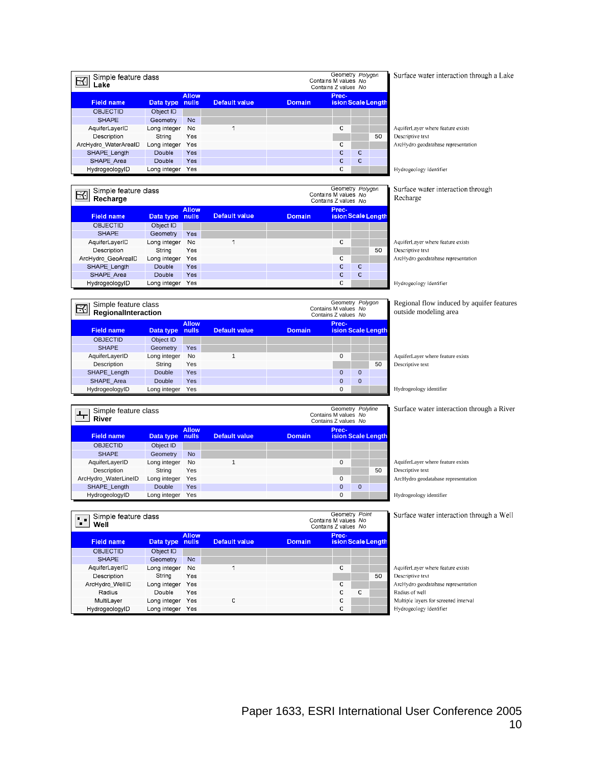**Simple feature class**
**Lake**

Geometry *Polygon*
Contains M values *No*
Contains Z values *No*

Surface water interaction through a Lake

| Field name | Data type | Allow nulls | Default value | Domain | Precision | Scale | Length | |
|---|---|---|---|---|---|---|---|---|
| OBJECTID | Object ID | | | | | | | |
| SHAPE | Geometry | No | | | | | | |
| AquiferLayerID | Long integer | No | 1 | | 0 | | | AquiferLayer where feature exists |
| Description | String | Yes | | | | | 50 | Descriptive text |
| ArcHydro_WaterAreaID | Long integer | Yes | | | 0 | | | ArcHydro geodatabase representation |
| SHAPE_Length | Double | Yes | | | 0 | 0 | | |
| SHAPE_Area | Double | Yes | | | 0 | 0 | | |
| HydrogeologyID | Long integer | Yes | | | 0 | | | Hydrogeology identifier |

**Simple feature class**
**Recharge**

Geometry *Polygon*
Contains M values *No*
Contains Z values *No*

Surface water interaction through Recharge

| Field name | Data type | Allow nulls | Default value | Domain | Precision | Scale | Length | |
|---|---|---|---|---|---|---|---|---|
| OBJECTID | Object ID | | | | | | | |
| SHAPE | Geometry | Yes | | | | | | |
| AquiferLayerID | Long integer | No | 1 | | 0 | | | AquiferLayer where feature exists |
| Description | String | Yes | | | | | 50 | Descriptive text |
| ArcHydro_GeoAreaID | Long integer | Yes | | | 0 | | | ArcHydro geodatabase representation |
| SHAPE_Length | Double | Yes | | | 0 | 0 | | |
| SHAPE_Area | Double | Yes | | | 0 | 0 | | |
| HydrogeologyID | Long integer | Yes | | | 0 | | | Hydrogeology identifier |

**Simple feature class**
**RegionalInteraction**

Geometry *Polygon*
Contains M values *No*
Contains Z values *No*

Regional flow induced by aquifer features outside modeling area

| Field name | Data type | Allow nulls | Default value | Domain | Precision | Scale | Length | |
|---|---|---|---|---|---|---|---|---|
| OBJECTID | Object ID | | | | | | | |
| SHAPE | Geometry | Yes | | | | | | |
| AquiferLayerID | Long integer | No | 1 | | 0 | | | AquiferLayer where feature exists |
| Description | String | Yes | | | | | 50 | Descriptive text |
| SHAPE_Length | Double | Yes | | | 0 | 0 | | |
| SHAPE_Area | Double | Yes | | | 0 | 0 | | |
| HydrogeologyID | Long integer | Yes | | | 0 | | | Hydrogeology identifier |

**Simple feature class**
**River**

Geometry *Polyline*
Contains M values *No*
Contains Z values *No*

Surface water interaction through a River

| Field name | Data type | Allow nulls | Default value | Domain | Precision | Scale | Length | |
|---|---|---|---|---|---|---|---|---|
| OBJECTID | Object ID | | | | | | | |
| SHAPE | Geometry | No | | | | | | |
| AquiferLayerID | Long integer | No | 1 | | 0 | | | AquiferLayer where feature exists |
| Description | String | Yes | | | | | 50 | Descriptive text |
| ArcHydro_WaterLineID | Long integer | Yes | | | 0 | | | ArcHydro geodatabase representation |
| SHAPE_Length | Double | Yes | | | 0 | 0 | | |
| HydrogeologyID | Long integer | Yes | | | 0 | | | Hydrogeology identifier |

**Simple feature class**
**Well**

Geometry *Point*
Contains M values *No*
Contains Z values *No*

Surface water interaction through a Well

| Field name | Data type | Allow nulls | Default value | Domain | Precision | Scale | Length | |
|---|---|---|---|---|---|---|---|---|
| OBJECTID | Object ID | | | | | | | |
| SHAPE | Geometry | No | | | | | | |
| AquiferLayerID | Long integer | No | 1 | | 0 | | | AquiferLayer where feature exists |
| Description | String | Yes | | | | | 50 | Descriptive text |
| ArcHydro_WellID | Long integer | Yes | | | 0 | | | ArcHydro geodatabase representation |
| Radius | Double | Yes | | | 0 | 0 | | Radius of well |
| MultiLayer | Long integer | Yes | 0 | | 0 | | | Multiple layers for screened interval |
| HydrogeologyID | Long integer | Yes | | | 0 | | | Hydrogeology identifier |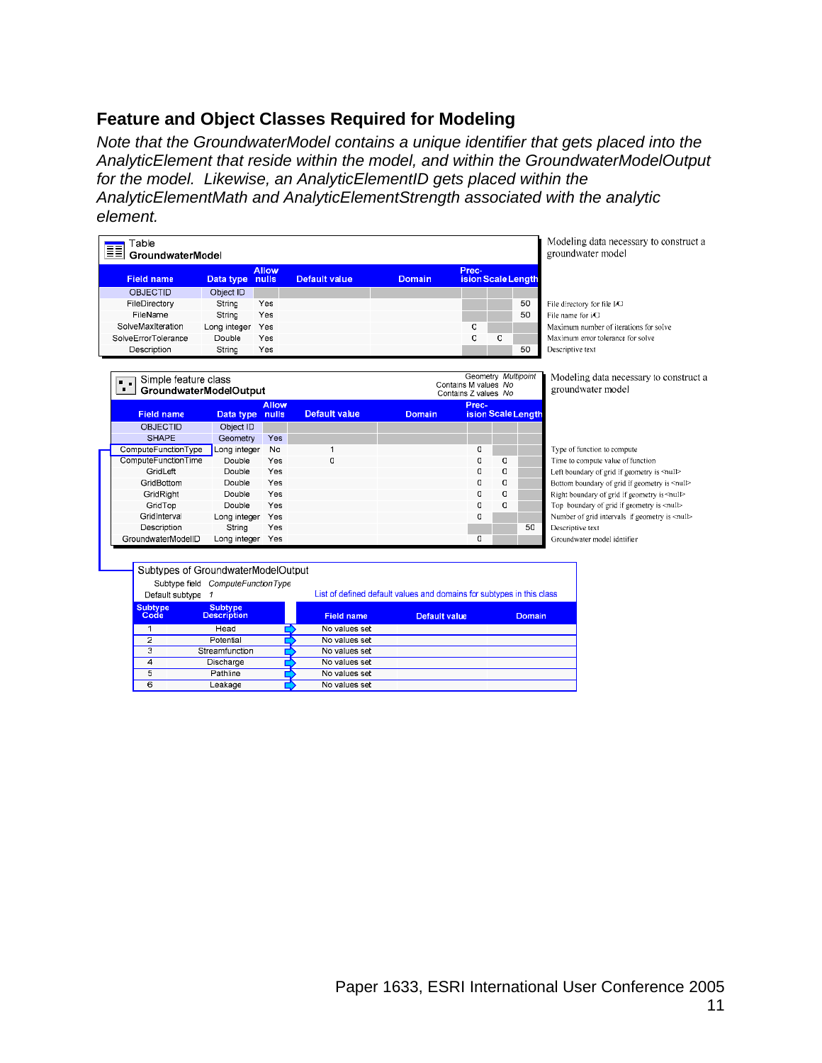## Feature and Object Classes Required for Modeling

*Note that the GroundwaterModel contains a unique identifier that gets placed into the AnalyticElement that reside within the model, and within the GroundwaterModelOutput for the model. Likewise, an AnalyticElementID gets placed within the AnalyticElementMath and AnalyticElementStrength associated with the analytic element.*

**Table GroundwaterModel** — Modeling data necessary to construct a groundwater model

| Field name | Data type | Allow nulls | Default value | Domain | Precision | Scale | Length | |
|---|---|---|---|---|---|---|---|---|
| OBJECTID | Object ID | | | | | | | |
| FileDirectory | String | Yes | | | | | 50 | File directory for file I/O |
| FileName | String | Yes | | | | | 50 | File name for I/O |
| SolveMaxIteration | Long integer | Yes | | | 0 | | | Maximum number of iterations for solve |
| SolveErrorTolerance | Double | Yes | | | 0 | 0 | | Maximum error tolerance for solve |
| Description | String | Yes | | | | | 50 | Descriptive text |

**Simple feature class GroundwaterModelOutput** — Modeling data necessary to construct a groundwater model

Geometry *Multipoint*
Contains M values *No*
Contains Z values *No*

| Field name | Data type | Allow nulls | Default value | Domain | Precision | Scale | Length | |
|---|---|---|---|---|---|---|---|---|
| OBJECTID | Object ID | | | | | | | |
| SHAPE | Geometry | Yes | | | | | | |
| ComputeFunctionType | Long integer | No | 1 | | 0 | | | Type of function to compute |
| ComputeFunctionTime | Double | Yes | 0 | | 0 | 0 | | Time to compute value of function |
| GridLeft | Double | Yes | | | 0 | 0 | | Left boundary of grid if geometry is <null> |
| GridBottom | Double | Yes | | | 0 | 0 | | Bottom boundary of grid if geometry is <null> |
| GridRight | Double | Yes | | | 0 | 0 | | Right boundary of grid if geometry is <null> |
| GridTop | Double | Yes | | | 0 | 0 | | Top boundary of grid if geometry is <null> |
| GridInterval | Long integer | Yes | | | 0 | | | Number of grid intervals if geometry is <null> |
| Description | String | Yes | | | | | 50 | Descriptive text |
| GroundwaterModelID | Long integer | Yes | | | 0 | | | Groundwater model idntifier |

**Subtypes of GroundwaterModelOutput**

Subtype field *ComputeFunctionType*
Default subtype *1*

List of defined default values and domains for subtypes in this class

| Subtype Code | Subtype Description | Field name | Default value | Domain |
|---|---|---|---|---|
| 1 | Head | No values set | | |
| 2 | Potential | No values set | | |
| 3 | Streamfunction | No values set | | |
| 4 | Discharge | No values set | | |
| 5 | Pathline | No values set | | |
| 6 | Leakage | No values set | | |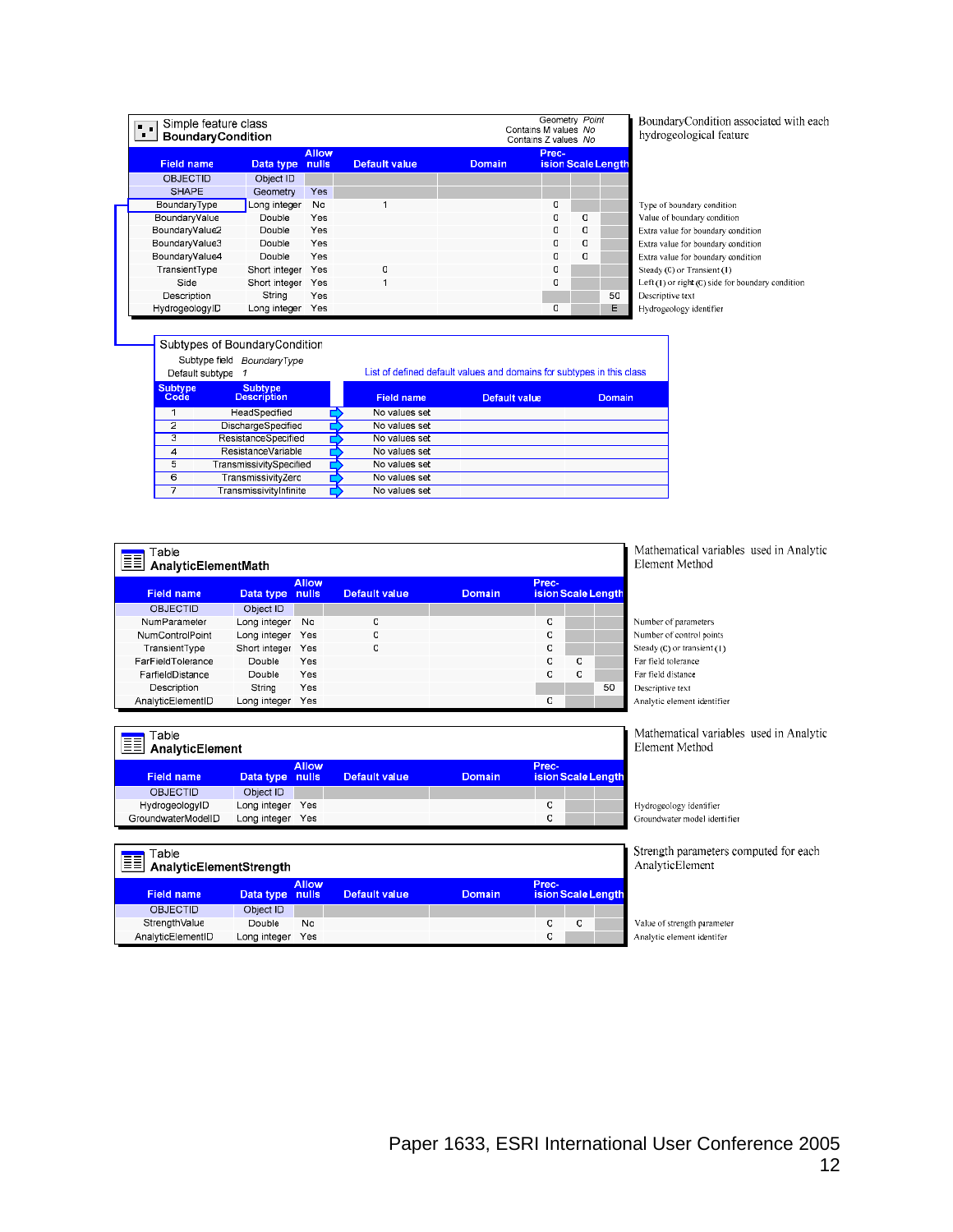## Simple feature class BoundaryCondition

Geometry *Point*
Contains M values *No*
Contains Z values *No*

BoundaryCondition associated with each hydrogeological feature

| Field name | Data type | Allow nulls | Default value | Domain | Precision | Scale | Length | Description |
|---|---|---|---|---|---|---|---|---|
| OBJECTID | Object ID | | | | | | | |
| SHAPE | Geometry | Yes | | | | | | |
| BoundaryType | Long integer | No | 1 | | 0 | | | Type of boundary condition |
| BoundaryValue | Double | Yes | | | 0 | 0 | | Value of boundary condition |
| BoundaryValue2 | Double | Yes | | | 0 | 0 | | Extra value for boundary condition |
| BoundaryValue3 | Double | Yes | | | 0 | 0 | | Extra value for boundary condition |
| BoundaryValue4 | Double | Yes | | | 0 | 0 | | Extra value for boundary condition |
| TransientType | Short integer | Yes | 0 | | 0 | | | Steady (0) or Transient (1) |
| Side | Short integer | Yes | 1 | | 0 | | | Left (1) or right (0) side for boundary condition |
| Description | String | Yes | | | | | 50 | Descriptive text |
| HydrogeologyID | Long integer | Yes | | | 0 | | E | Hydrogeology identifier |

### Subtypes of BoundaryCondition

Subtype field *BoundaryType*
Default subtype *1*

List of defined default values and domains for subtypes in this class

| Subtype Code | Subtype Description | Field name | Default value | Domain |
|---|---|---|---|---|
| 1 | HeadSpecified | No values set | | |
| 2 | DischargeSpecified | No values set | | |
| 3 | ResistanceSpecified | No values set | | |
| 4 | ResistanceVariable | No values set | | |
| 5 | TransmissivitySpecified | No values set | | |
| 6 | TransmissivityZero | No values set | | |
| 7 | TransmissivityInfinite | No values set | | |

## Table AnalyticElementMath

Mathematical variables used in Analytic Element Method

| Field name | Data type | Allow nulls | Default value | Domain | Precision | Scale | Length | Description |
|---|---|---|---|---|---|---|---|---|
| OBJECTID | Object ID | | | | | | | |
| NumParameter | Long integer | No | 0 | | 0 | | | Number of parameters |
| NumControlPoint | Long integer | Yes | 0 | | 0 | | | Number of control points |
| TransientType | Short integer | Yes | 0 | | 0 | | | Steady (0) or transient (1) |
| FarFieldTolerance | Double | Yes | | | 0 | 0 | | Far field tolerance |
| FarfieldDistance | Double | Yes | | | 0 | 0 | | Far field distance |
| Description | String | Yes | | | | | 50 | Descriptive text |
| AnalyticElementID | Long integer | Yes | | | 0 | | | Analytic element identifier |

## Table AnalyticElement

Mathematical variables used in Analytic Element Method

| Field name | Data type | Allow nulls | Default value | Domain | Precision | Scale | Length | Description |
|---|---|---|---|---|---|---|---|---|
| OBJECTID | Object ID | | | | | | | |
| HydrogeologyID | Long integer | Yes | | | 0 | | | Hydrogeology identifier |
| GroundwaterModelID | Long integer | Yes | | | 0 | | | Groundwater model identifier |

## Table AnalyticElementStrength

Strength parameters computed for each AnalyticElement

| Field name | Data type | Allow nulls | Default value | Domain | Precision | Scale | Length | Description |
|---|---|---|---|---|---|---|---|---|
| OBJECTID | Object ID | | | | | | | |
| StrengthValue | Double | No | | | 0 | 0 | | Value of strength parameter |
| AnalyticElementID | Long integer | Yes | | | 0 | | | Analytic element identifer |

Paper 1633, ESRI International User Conference 2005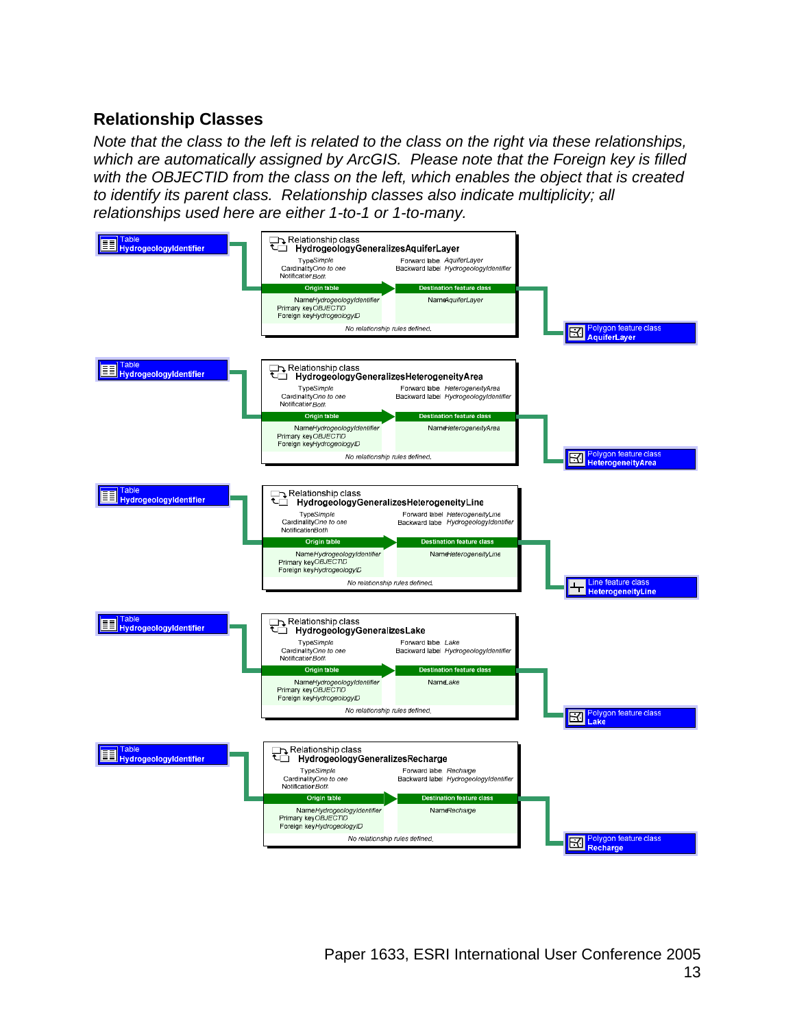## Relationship Classes

*Note that the class to the left is related to the class on the right via these relationships, which are automatically assigned by ArcGIS. Please note that the Foreign key is filled with the OBJECTID from the class on the left, which enables the object that is created to identify its parent class. Relationship classes also indicate multiplicity; all relationships used here are either 1-to-1 or 1-to-many.*

Table **HydrogeologyIdentifier**

Relationship class **HydrogeologyGeneralizesAquiferLayer**

| | |
|---|---|
| Type *Simple* | Forward label *AquiferLayer* |
| Cardinality *One to one* | Backward label *HydrogeologyIdentifier* |
| Notification *Both* | |

| Origin table | Destination feature class |
|---|---|
| Name *HydrogeologyIdentifier* | Name *AquiferLayer* |
| Primary key *OBJECTID* | |
| Foreign key *HydrogeologyID* | |

*No relationship rules defined.*

Polygon feature class **AquiferLayer**

Table **HydrogeologyIdentifier**

Relationship class **HydrogeologyGeneralizesHeterogeneityArea**

| | |
|---|---|
| Type *Simple* | Forward label *HeterogeneityArea* |
| Cardinality *One to one* | Backward label *HydrogeologyIdentifier* |
| Notification *Both* | |

| Origin table | Destination feature class |
|---|---|
| Name *HydrogeologyIdentifier* | Name *HeterogeneityArea* |
| Primary key *OBJECTID* | |
| Foreign key *HydrogeologyID* | |

*No relationship rules defined.*

Polygon feature class **HeterogeneityArea**

Table **HydrogeologyIdentifier**

Relationship class **HydrogeologyGeneralizesHeterogeneityLine**

| | |
|---|---|
| Type *Simple* | Forward label *HeterogeneityLine* |
| Cardinality *One to one* | Backward label *HydrogeologyIdentifier* |
| Notification *Both* | |

| Origin table | Destination feature class |
|---|---|
| Name *HydrogeologyIdentifier* | Name *HeterogeneityLine* |
| Primary key *OBJECTID* | |
| Foreign key *HydrogeologyID* | |

*No relationship rules defined.*

Line feature class **HeterogeneityLine**

Table **HydrogeologyIdentifier**

Relationship class **HydrogeologyGeneralizesLake**

| | |
|---|---|
| Type *Simple* | Forward label *Lake* |
| Cardinality *One to one* | Backward label *HydrogeologyIdentifier* |
| Notification *Both* | |

| Origin table | Destination feature class |
|---|---|
| Name *HydrogeologyIdentifier* | Name *Lake* |
| Primary key *OBJECTID* | |
| Foreign key *HydrogeologyID* | |

*No relationship rules defined.*

Polygon feature class **Lake**

Table **HydrogeologyIdentifier**

Relationship class **HydrogeologyGeneralizesRecharge**

| | |
|---|---|
| Type *Simple* | Forward label *Recharge* |
| Cardinality *One to one* | Backward label *HydrogeologyIdentifier* |
| Notification *Both* | |

| Origin table | Destination feature class |
|---|---|
| Name *HydrogeologyIdentifier* | Name *Recharge* |
| Primary key *OBJECTID* | |
| Foreign key *HydrogeologyID* | |

*No relationship rules defined.*

Polygon feature class **Recharge**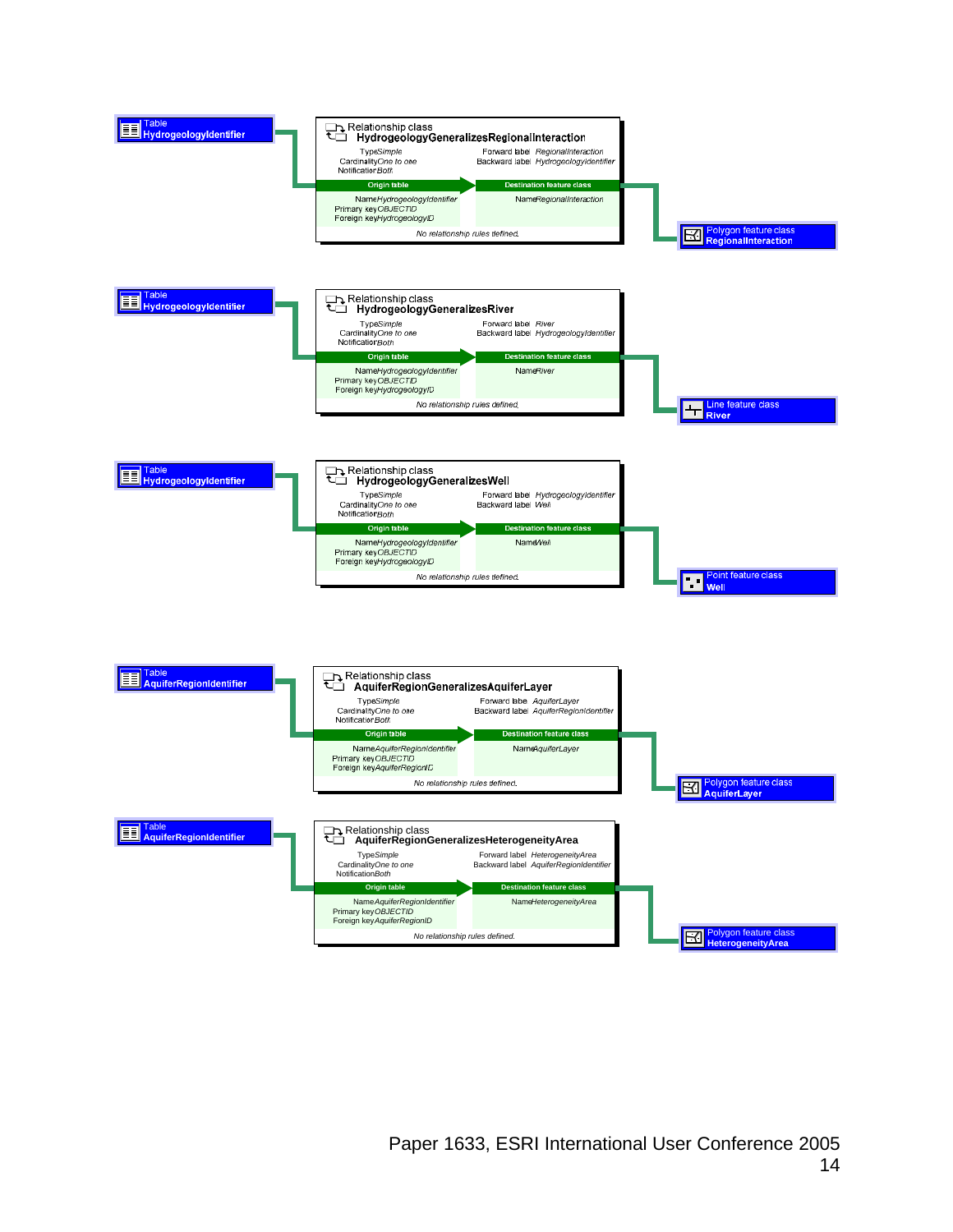**Table**
**HydrogeologyIdentifier**

**Relationship class**
**HydrogeologyGeneralizesRegionalInteraction**

Type *Simple*
Cardinality *One to one*
Notification *Both*

Forward label *RegionalInteraction*
Backward label *HydrogeologyIdentifier*

| Origin table | Destination feature class |
|---|---|
| Name *HydrogeologyIdentifier* | Name *RegionalInteraction* |
| Primary key *OBJECTID* | |
| Foreign key *HydrogeologyID* | |

*No relationship rules defined.*

**Polygon feature class**
**RegionalInteraction**

**Table**
**HydrogeologyIdentifier**

**Relationship class**
**HydrogeologyGeneralizesRiver**

Type *Simple*
Cardinality *One to one*
Notification *Both*

Forward label *River*
Backward label *HydrogeologyIdentifier*

| Origin table | Destination feature class |
|---|---|
| Name *HydrogeologyIdentifier* | Name *River* |
| Primary key *OBJECTID* | |
| Foreign key *HydrogeologyID* | |

*No relationship rules defined.*

**Line feature class**
**River**

**Table**
**HydrogeologyIdentifier**

**Relationship class**
**HydrogeologyGeneralizesWell**

Type *Simple*
Cardinality *One to one*
Notification *Both*

Forward label *HydrogeologyIdentifier*
Backward label *Well*

| Origin table | Destination feature class |
|---|---|
| Name *HydrogeologyIdentifier* | Name *Well* |
| Primary key *OBJECTID* | |
| Foreign key *HydrogeologyID* | |

*No relationship rules defined.*

**Point feature class**
**Well**

**Table**
**AquiferRegionIdentifier**

**Relationship class**
**AquiferRegionGeneralizesAquiferLayer**

Type *Simple*
Cardinality *One to one*
Notification *Both*

Forward label *AquiferLayer*
Backward label *AquiferRegionIdentifier*

| Origin table | Destination feature class |
|---|---|
| Name *AquiferRegionIdentifier* | Name *AquiferLayer* |
| Primary key *OBJECTID* | |
| Foreign key *AquiferRegionID* | |

*No relationship rules defined.*

**Polygon feature class**
**AquiferLayer**

**Table**
**AquiferRegionIdentifier**

**Relationship class**
**AquiferRegionGeneralizesHeterogeneityArea**

Type *Simple*
Cardinality *One to one*
Notification *Both*

Forward label *HeterogeneityArea*
Backward label *AquiferRegionIdentifier*

| Origin table | Destination feature class |
|---|---|
| Name *AquiferRegionIdentifier* | Name *HeterogeneityArea* |
| Primary key *OBJECTID* | |
| Foreign key *AquiferRegionID* | |

*No relationship rules defined.*

**Polygon feature class**
**HeterogeneityArea**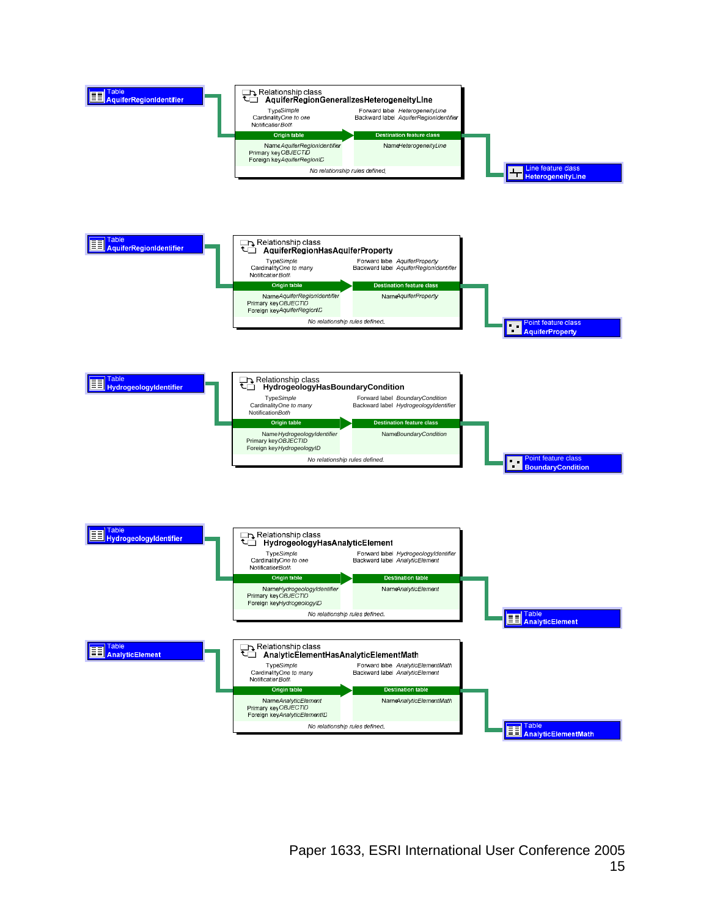**Table AquiferRegionIdentifier**

**Relationship class AquiferRegionGeneralizesHeterogeneityLine**

| | |
|---|---|
| Type *Simple* | Forward label *HeterogeneityLine* |
| Cardinality *One to one* | Backward label *AquiferRegionIdentifier* |
| Notification *Both* | |

| Origin table | Destination feature class |
|---|---|
| Name *AquiferRegionIdentifier* | Name *HeterogeneityLine* |
| Primary key *OBJECTID* | |
| Foreign key *AquiferRegionID* | |

*No relationship rules defined.*

**Line feature class HeterogeneityLine**

---

**Table AquiferRegionIdentifier**

**Relationship class AquiferRegionHasAquiferProperty**

| | |
|---|---|
| Type *Simple* | Forward label *AquiferProperty* |
| Cardinality *One to many* | Backward label *AquiferRegionIdentifier* |
| Notification *Both* | |

| Origin table | Destination feature class |
|---|---|
| Name *AquiferRegionIdentifier* | Name *AquiferProperty* |
| Primary key *OBJECTID* | |
| Foreign key *AquiferRegionID* | |

*No relationship rules defined.*

**Point feature class AquiferProperty**

---

**Table HydrogeologyIdentifier**

**Relationship class HydrogeologyHasBoundaryCondition**

| | |
|---|---|
| Type *Simple* | Forward label *BoundaryCondition* |
| Cardinality *One to many* | Backward label *HydrogeologyIdentifier* |
| Notification *Both* | |

| Origin table | Destination feature class |
|---|---|
| Name *HydrogeologyIdentifier* | Name *BoundaryCondition* |
| Primary key *OBJECTID* | |
| Foreign key *HydrogeologyID* | |

*No relationship rules defined.*

**Point feature class BoundaryCondition**

---

**Table HydrogeologyIdentifier**

**Relationship class HydrogeologyHasAnalyticElement**

| | |
|---|---|
| Type *Simple* | Forward label *HydrogeologyIdentifier* |
| Cardinality *One to one* | Backward label *AnalyticElement* |
| Notification *Both* | |

| Origin table | Destination table |
|---|---|
| Name *HydrogeologyIdentifier* | Name *AnalyticElement* |
| Primary key *OBJECTID* | |
| Foreign key *HydrogeologyID* | |

*No relationship rules defined.*

**Table AnalyticElement**

---

**Table AnalyticElement**

**Relationship class AnalyticElementHasAnalyticElementMath**

| | |
|---|---|
| Type *Simple* | Forward label *AnalyticElementMath* |
| Cardinality *One to many* | Backward label *AnalyticElement* |
| Notification *Both* | |

| Origin table | Destination table |
|---|---|
| Name *AnalyticElement* | Name *AnalyticElementMath* |
| Primary key *OBJECTID* | |
| Foreign key *AnalyticElementID* | |

*No relationship rules defined.*

**Table AnalyticElementMath**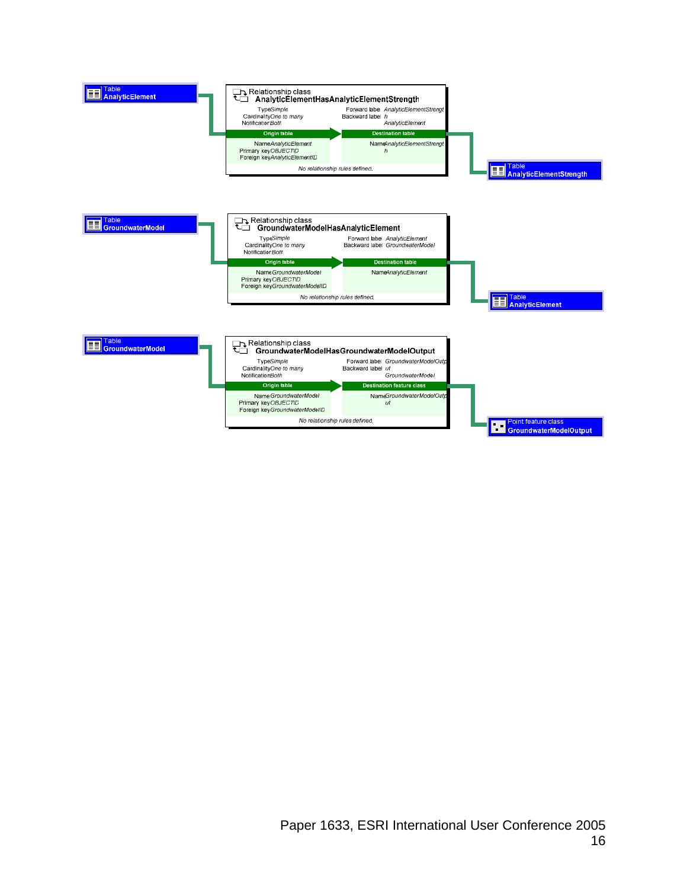Table
**AnalyticElement**

Relationship class
**AnalyticElementHasAnalyticElementStrength**

| | |
|---|---|
| Type *Simple* | Forward label *AnalyticElementStrength* |
| Cardinality *One to many* | Backward label *AnalyticElement* |
| Notification *Both* | |

| Origin table | Destination table |
|---|---|
| Name *AnalyticElement* | Name *AnalyticElementStrength* |
| Primary key *OBJECTID* | |
| Foreign key *AnalyticElementID* | |

*No relationship rules defined.*

Table
**AnalyticElementStrength**

Table
**GroundwaterModel**

Relationship class
**GroundwaterModelHasAnalyticElement**

| | |
|---|---|
| Type *Simple* | Forward label *AnalyticElement* |
| Cardinality *One to many* | Backward label *GroundwaterModel* |
| Notification *Both* | |

| Origin table | Destination table |
|---|---|
| Name *GroundwaterModel* | Name *AnalyticElement* |
| Primary key *OBJECTID* | |
| Foreign key *GroundwaterModelID* | |

*No relationship rules defined.*

Table
**AnalyticElement**

Table
**GroundwaterModel**

Relationship class
**GroundwaterModelHasGroundwaterModelOutput**

| | |
|---|---|
| Type *Simple* | Forward label *GroundwaterModelOutput* |
| Cardinality *One to many* | Backward label *GroundwaterModel* |
| Notification *Both* | |

| Origin table | Destination feature class |
|---|---|
| Name *GroundwaterModel* | Name *GroundwaterModelOutput* |
| Primary key *OBJECTID* | |
| Foreign key *GroundwaterModelID* | |

*No relationship rules defined.*

Point feature class
**GroundwaterModelOutput**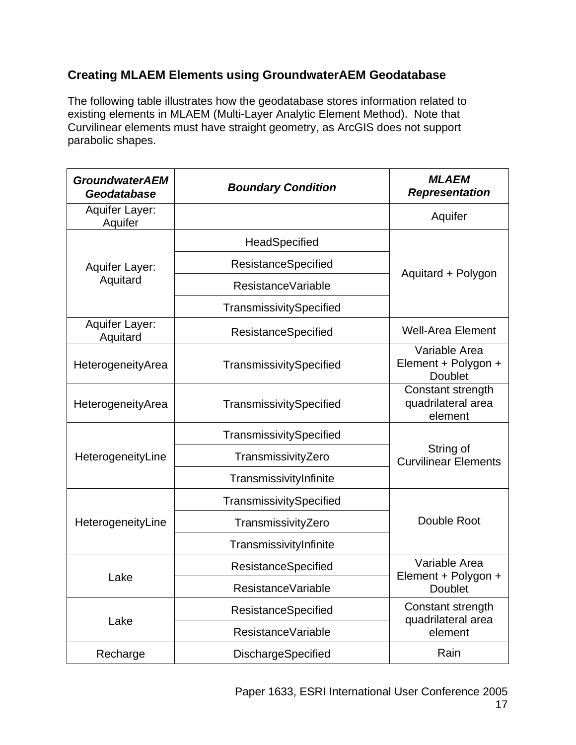### Creating MLAEM Elements using GroundwaterAEM Geodatabase

The following table illustrates how the geodatabase stores information related to existing elements in MLAEM (Multi-Layer Analytic Element Method). Note that Curvilinear elements must have straight geometry, as ArcGIS does not support parabolic shapes.

| ***GroundwaterAEM Geodatabase*** | ***Boundary Condition*** | ***MLAEM Representation*** |
|---|---|---|
| Aquifer Layer: Aquifer | | Aquifer |
| Aquifer Layer: Aquitard | HeadSpecified | Aquitard + Polygon |
| | ResistanceSpecified | |
| | ResistanceVariable | |
| | TransmissivitySpecified | |
| Aquifer Layer: Aquitard | ResistanceSpecified | Well-Area Element |
| HeterogeneityArea | TransmissivitySpecified | Variable Area Element + Polygon + Doublet |
| HeterogeneityArea | TransmissivitySpecified | Constant strength quadrilateral area element |
| HeterogeneityLine | TransmissivitySpecified | String of Curvilinear Elements |
| | TransmissivityZero | |
| | TransmissivityInfinite | |
| HeterogeneityLine | TransmissivitySpecified | Double Root |
| | TransmissivityZero | |
| | TransmissivityInfinite | |
| Lake | ResistanceSpecified | Variable Area Element + Polygon + Doublet |
| | ResistanceVariable | |
| Lake | ResistanceSpecified | Constant strength quadrilateral area element |
| | ResistanceVariable | |
| Recharge | DischargeSpecified | Rain |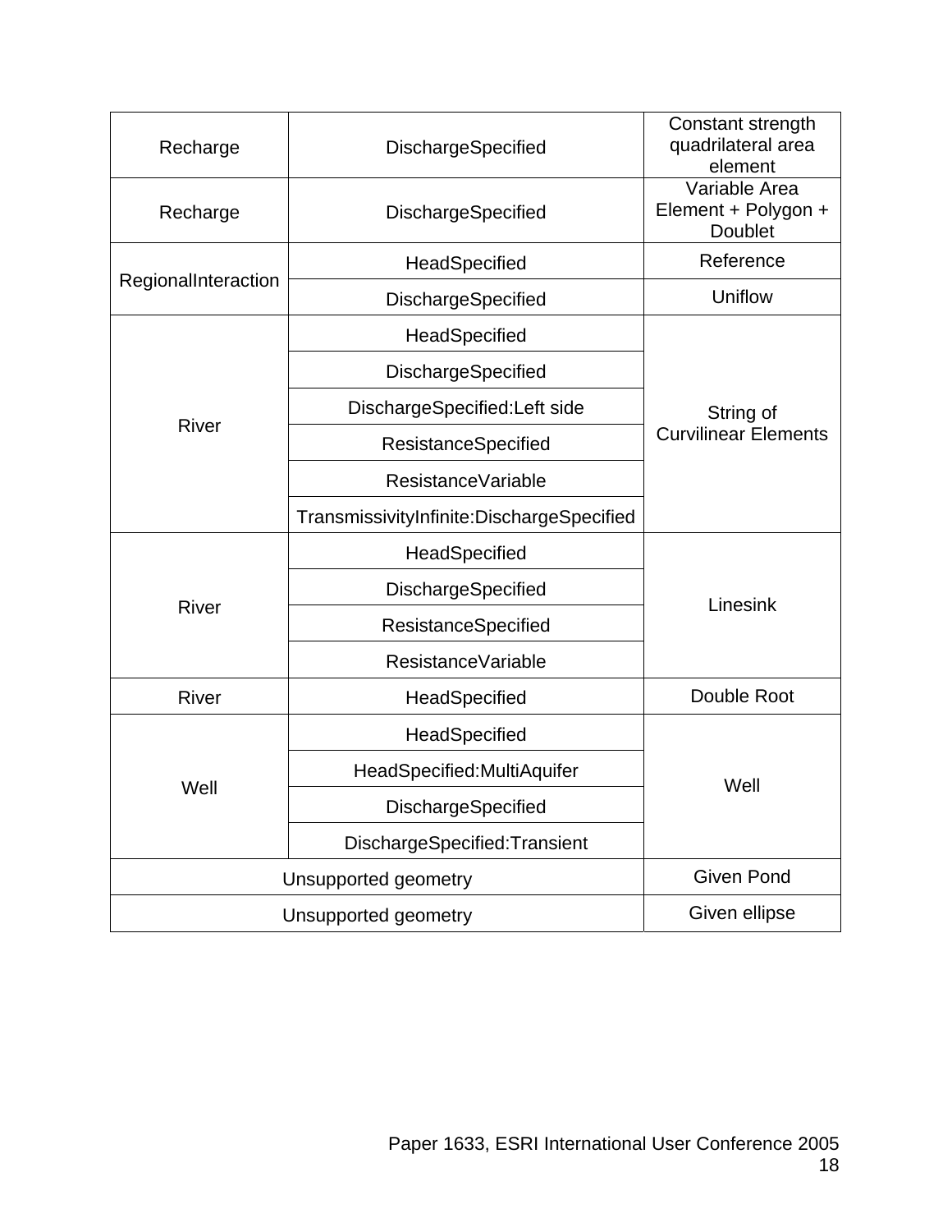| | | |
|---|---|---|
| Recharge | DischargeSpecified | Constant strength quadrilateral area element |
| Recharge | DischargeSpecified | Variable Area Element + Polygon + Doublet |
| RegionalInteraction | HeadSpecified | Reference |
| | DischargeSpecified | Uniflow |
| River | HeadSpecified | String of Curvilinear Elements |
| | DischargeSpecified | |
| | DischargeSpecified:Left side | |
| | ResistanceSpecified | |
| | ResistanceVariable | |
| | TransmissivityInfinite:DischargeSpecified | |
| River | HeadSpecified | Linesink |
| | DischargeSpecified | |
| | ResistanceSpecified | |
| | ResistanceVariable | |
| River | HeadSpecified | Double Root |
| Well | HeadSpecified | Well |
| | HeadSpecified:MultiAquifer | |
| | DischargeSpecified | |
| | DischargeSpecified:Transient | |
| Unsupported geometry | | Given Pond |
| Unsupported geometry | | Given ellipse |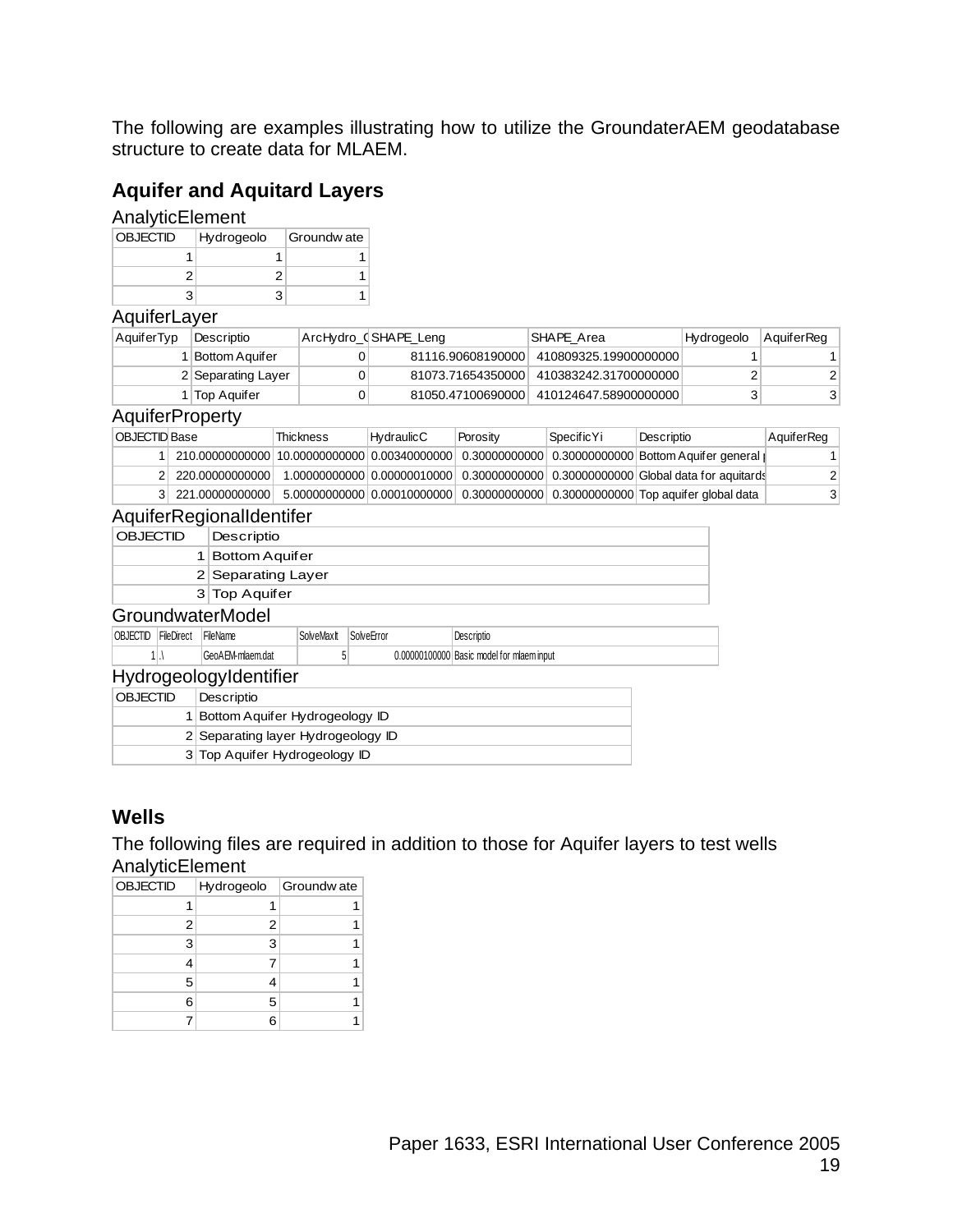The following are examples illustrating how to utilize the GroundaterAEM geodatabase structure to create data for MLAEM.

## Aquifer and Aquitard Layers

AnalyticElement

| OBJECTID | Hydrogeolo | Groundw ate |
|---|---|---|
| 1 | 1 | 1 |
| 2 | 2 | 1 |
| 3 | 3 | 1 |

AquiferLayer

| AquiferTyp | Descriptio | ArcHydro_( | SHAPE_Leng | SHAPE_Area | Hydrogeolo | AquiferReg |
|---|---|---|---|---|---|---|
| 1 | Bottom Aquifer | 0 | 81116.90608190000 | 410809325.19900000000 | 1 | 1 |
| 2 | Separating Layer | 0 | 81073.71654350000 | 410383242.31700000000 | 2 | 2 |
| 1 | Top Aquifer | 0 | 81050.47100690000 | 410124647.58900000000 | 3 | 3 |

AquiferProperty

| OBJECTID | Base | Thickness | HydraulicC | Porosity | SpecificYi | Descriptio | AquiferReg |
|---|---|---|---|---|---|---|---|
| 1 | 210.00000000000 | 10.00000000000 | 0.00340000000 | 0.30000000000 | 0.30000000000 | Bottom Aquifer general | 1 |
| 2 | 220.00000000000 | 1.00000000000 | 0.00000010000 | 0.30000000000 | 0.30000000000 | Global data for aquitards | 2 |
| 3 | 221.00000000000 | 5.00000000000 | 0.00010000000 | 0.30000000000 | 0.30000000000 | Top aquifer global data | 3 |

AquiferRegionalIdentifer

| OBJECTID | Descriptio |
|---|---|
| 1 | Bottom Aquifer |
| 2 | Separating Layer |
| 3 | Top Aquifer |

GroundwaterModel

| OBJECTID | FileDirect | FileName | SolveMaxIt | SolveError | Descriptio |
|---|---|---|---|---|---|
| 1 | .\ | GeoAEM-mlaem.dat | 5 | 0.00000100000 | Basic model for mlaem input |

HydrogeologyIdentifier

| OBJECTID | Descriptio |
|---|---|
| 1 | Bottom Aquifer Hydrogeology ID |
| 2 | Separating layer Hydrogeology ID |
| 3 | Top Aquifer Hydrogeology ID |

## Wells

The following files are required in addition to those for Aquifer layers to test wells

AnalyticElement

| OBJECTID | Hydrogeolo | Groundw ate |
|---|---|---|
| 1 | 1 | 1 |
| 2 | 2 | 1 |
| 3 | 3 | 1 |
| 4 | 7 | 1 |
| 5 | 4 | 1 |
| 6 | 5 | 1 |
| 7 | 6 | 1 |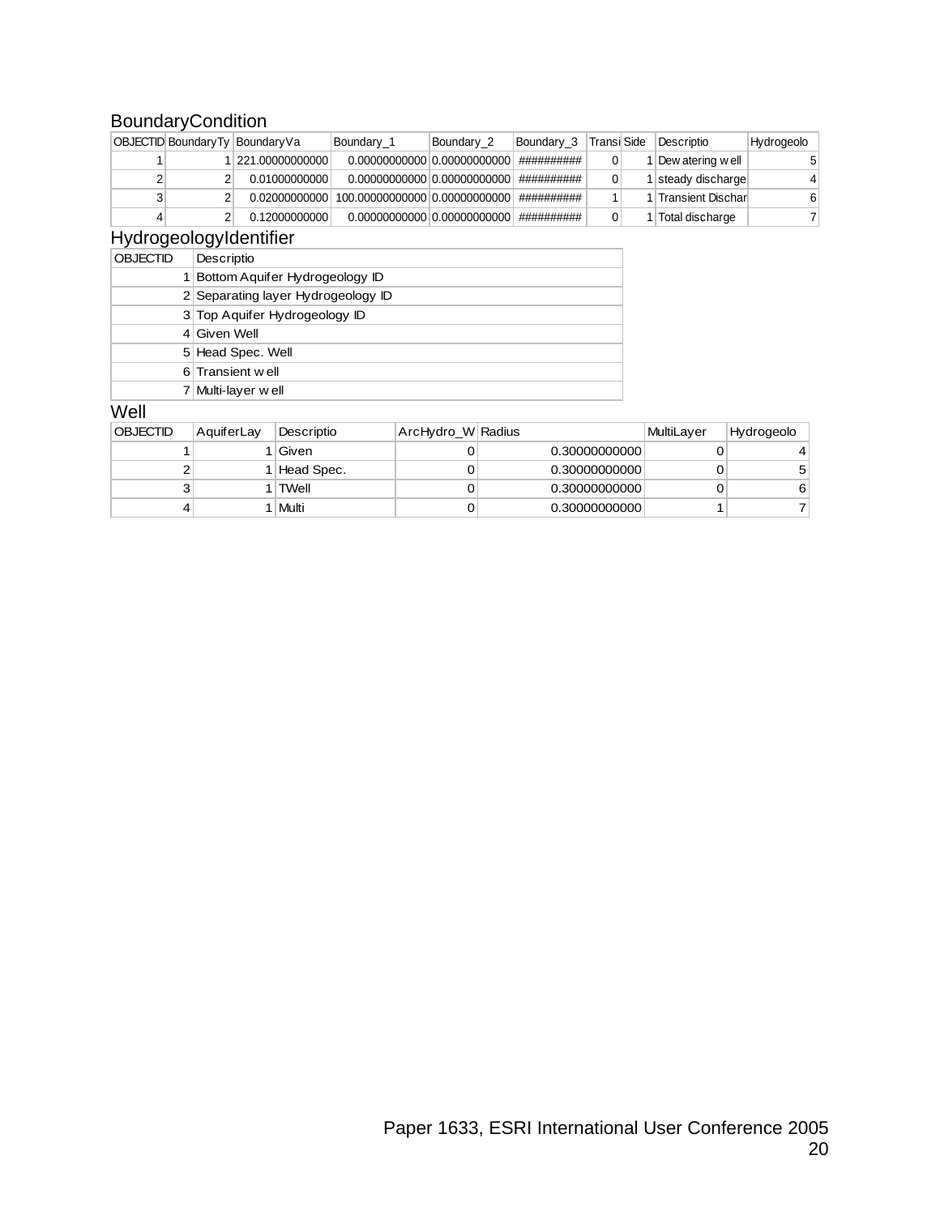BoundaryCondition

| OBJECTID | BoundaryTy | BoundaryVa | Boundary_1 | Boundary_2 | Boundary_3 | Transi | Side | Descriptio | Hydrogeolo |
|---|---|---|---|---|---|---|---|---|---|
| 1 | 1 | 221.00000000000 | 0.00000000000 | 0.00000000000 | ########## | 0 | 1 | Dew atering w ell | 5 |
| 2 | 2 | 0.01000000000 | 0.00000000000 | 0.00000000000 | ########## | 0 | 1 | steady discharge | 4 |
| 3 | 2 | 0.02000000000 | 100.00000000000 | 0.00000000000 | ########## | 1 | 1 | Transient Dischar | 6 |
| 4 | 2 | 0.12000000000 | 0.00000000000 | 0.00000000000 | ########## | 0 | 1 | Total discharge | 7 |

HydrogeologyIdentifier

| OBJECTID | Descriptio |
|---|---|
| 1 | Bottom Aquifer Hydrogeology ID |
| 2 | Separating layer Hydrogeology ID |
| 3 | Top Aquifer Hydrogeology ID |
| 4 | Given Well |
| 5 | Head Spec. Well |
| 6 | Transient w ell |
| 7 | Multi-layer w ell |

Well

| OBJECTID | AquiferLay | Descriptio | ArcHydro_W | Radius | MultiLayer | Hydrogeolo |
|---|---|---|---|---|---|---|
| 1 | 1 | Given | 0 | 0.30000000000 | 0 | 4 |
| 2 | 1 | Head Spec. | 0 | 0.30000000000 | 0 | 5 |
| 3 | 1 | TWell | 0 | 0.30000000000 | 0 | 6 |
| 4 | 1 | Multi | 0 | 0.30000000000 | 1 | 7 |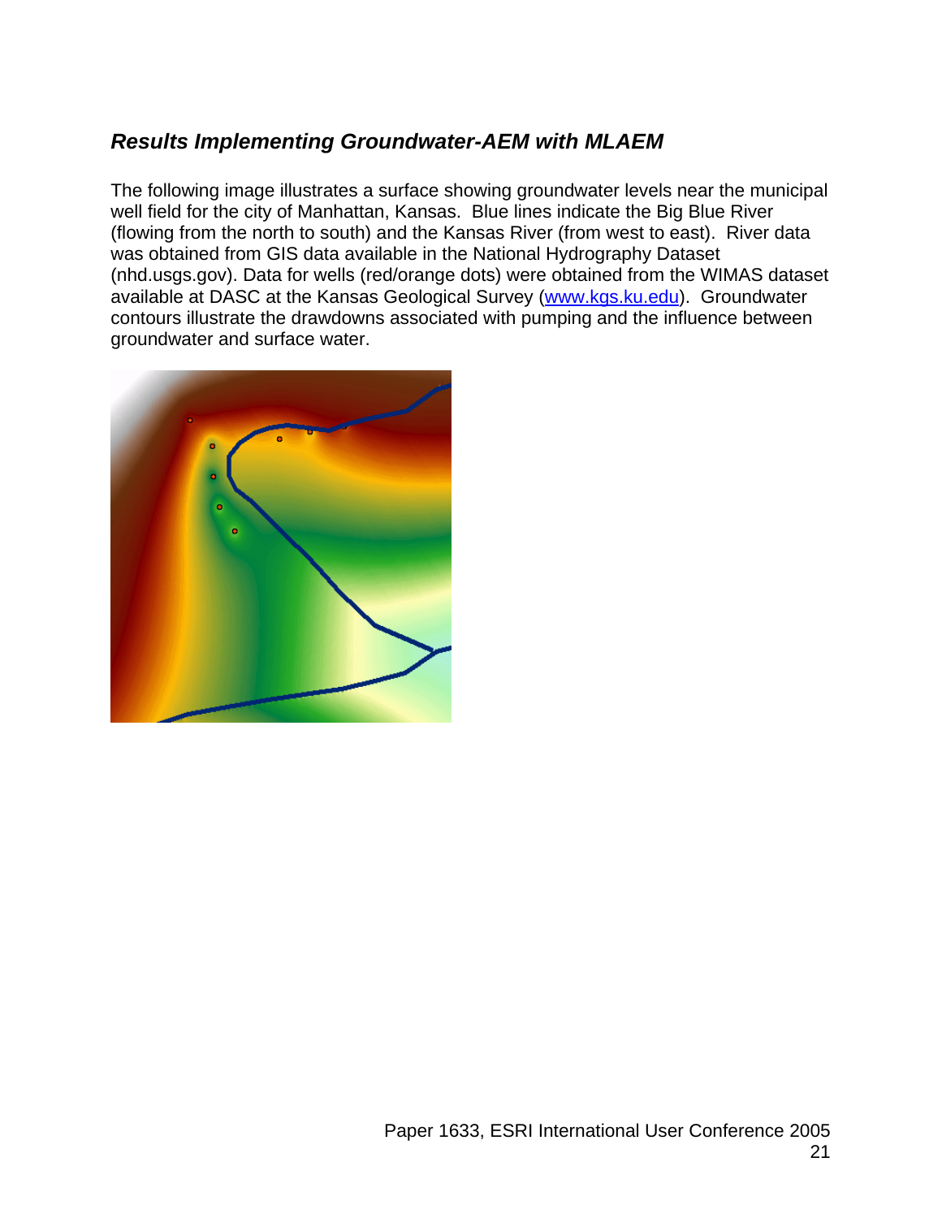## *Results Implementing Groundwater-AEM with MLAEM*

The following image illustrates a surface showing groundwater levels near the municipal well field for the city of Manhattan, Kansas. Blue lines indicate the Big Blue River (flowing from the north to south) and the Kansas River (from west to east). River data was obtained from GIS data available in the National Hydrography Dataset (nhd.usgs.gov). Data for wells (red/orange dots) were obtained from the WIMAS dataset available at DASC at the Kansas Geological Survey (www.kgs.ku.edu). Groundwater contours illustrate the drawdowns associated with pumping and the influence between groundwater and surface water.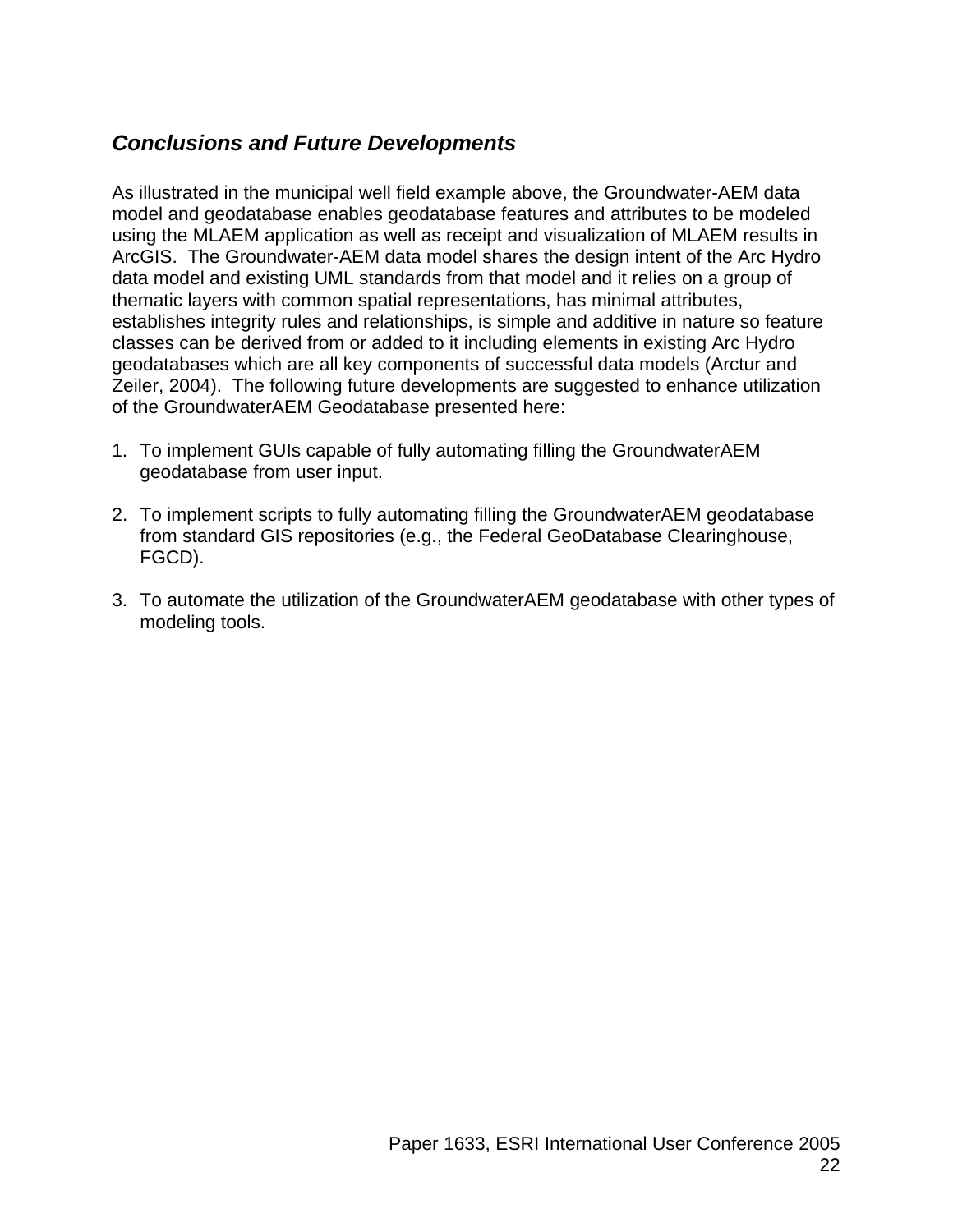## *Conclusions and Future Developments*

As illustrated in the municipal well field example above, the Groundwater-AEM data model and geodatabase enables geodatabase features and attributes to be modeled using the MLAEM application as well as receipt and visualization of MLAEM results in ArcGIS. The Groundwater-AEM data model shares the design intent of the Arc Hydro data model and existing UML standards from that model and it relies on a group of thematic layers with common spatial representations, has minimal attributes, establishes integrity rules and relationships, is simple and additive in nature so feature classes can be derived from or added to it including elements in existing Arc Hydro geodatabases which are all key components of successful data models (Arctur and Zeiler, 2004). The following future developments are suggested to enhance utilization of the GroundwaterAEM Geodatabase presented here:

1. To implement GUIs capable of fully automating filling the GroundwaterAEM geodatabase from user input.

2. To implement scripts to fully automating filling the GroundwaterAEM geodatabase from standard GIS repositories (e.g., the Federal GeoDatabase Clearinghouse, FGCD).

3. To automate the utilization of the GroundwaterAEM geodatabase with other types of modeling tools.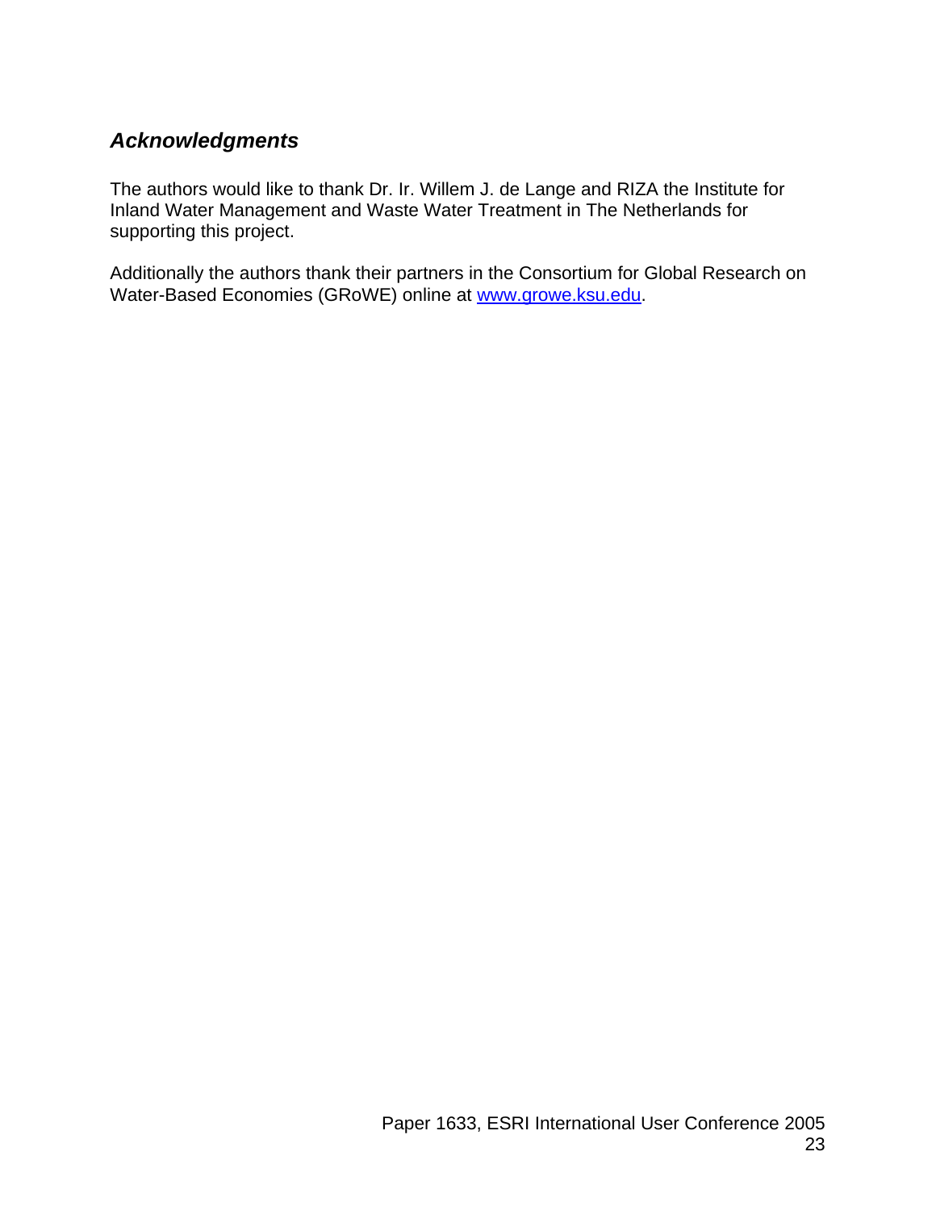## *Acknowledgments*

The authors would like to thank Dr. Ir. Willem J. de Lange and RIZA the Institute for Inland Water Management and Waste Water Treatment in The Netherlands for supporting this project.

Additionally the authors thank their partners in the Consortium for Global Research on Water-Based Economies (GRoWE) online at [www.growe.ksu.edu](http://www.growe.ksu.edu).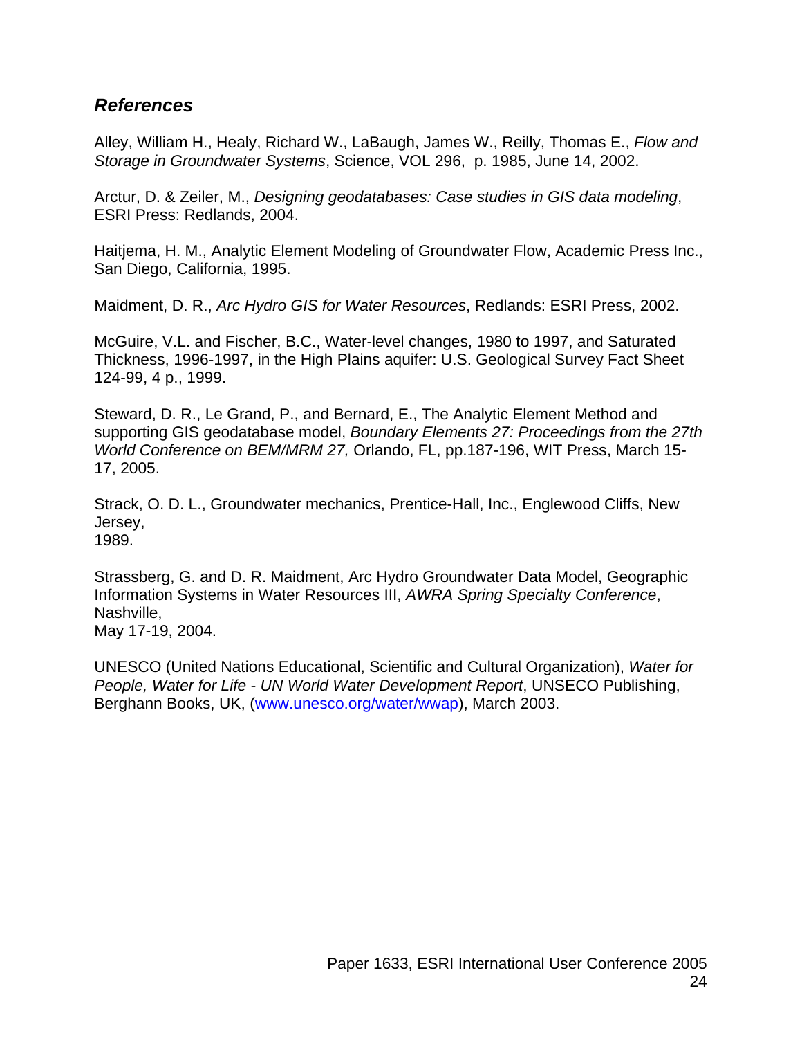## *References*

Alley, William H., Healy, Richard W., LaBaugh, James W., Reilly, Thomas E., *Flow and Storage in Groundwater Systems*, Science, VOL 296, p. 1985, June 14, 2002.

Arctur, D. & Zeiler, M., *Designing geodatabases: Case studies in GIS data modeling*, ESRI Press: Redlands, 2004.

Haitjema, H. M., Analytic Element Modeling of Groundwater Flow, Academic Press Inc., San Diego, California, 1995.

Maidment, D. R., *Arc Hydro GIS for Water Resources*, Redlands: ESRI Press, 2002.

McGuire, V.L. and Fischer, B.C., Water-level changes, 1980 to 1997, and Saturated Thickness, 1996-1997, in the High Plains aquifer: U.S. Geological Survey Fact Sheet 124-99, 4 p., 1999.

Steward, D. R., Le Grand, P., and Bernard, E., The Analytic Element Method and supporting GIS geodatabase model, *Boundary Elements 27: Proceedings from the 27th World Conference on BEM/MRM 27,* Orlando, FL, pp.187-196, WIT Press, March 15-17, 2005.

Strack, O. D. L., Groundwater mechanics, Prentice-Hall, Inc., Englewood Cliffs, New Jersey, 1989.

Strassberg, G. and D. R. Maidment, Arc Hydro Groundwater Data Model, Geographic Information Systems in Water Resources III, *AWRA Spring Specialty Conference*, Nashville, May 17-19, 2004.

UNESCO (United Nations Educational, Scientific and Cultural Organization), *Water for People, Water for Life - UN World Water Development Report*, UNSECO Publishing, Berghann Books, UK, (www.unesco.org/water/wwap), March 2003.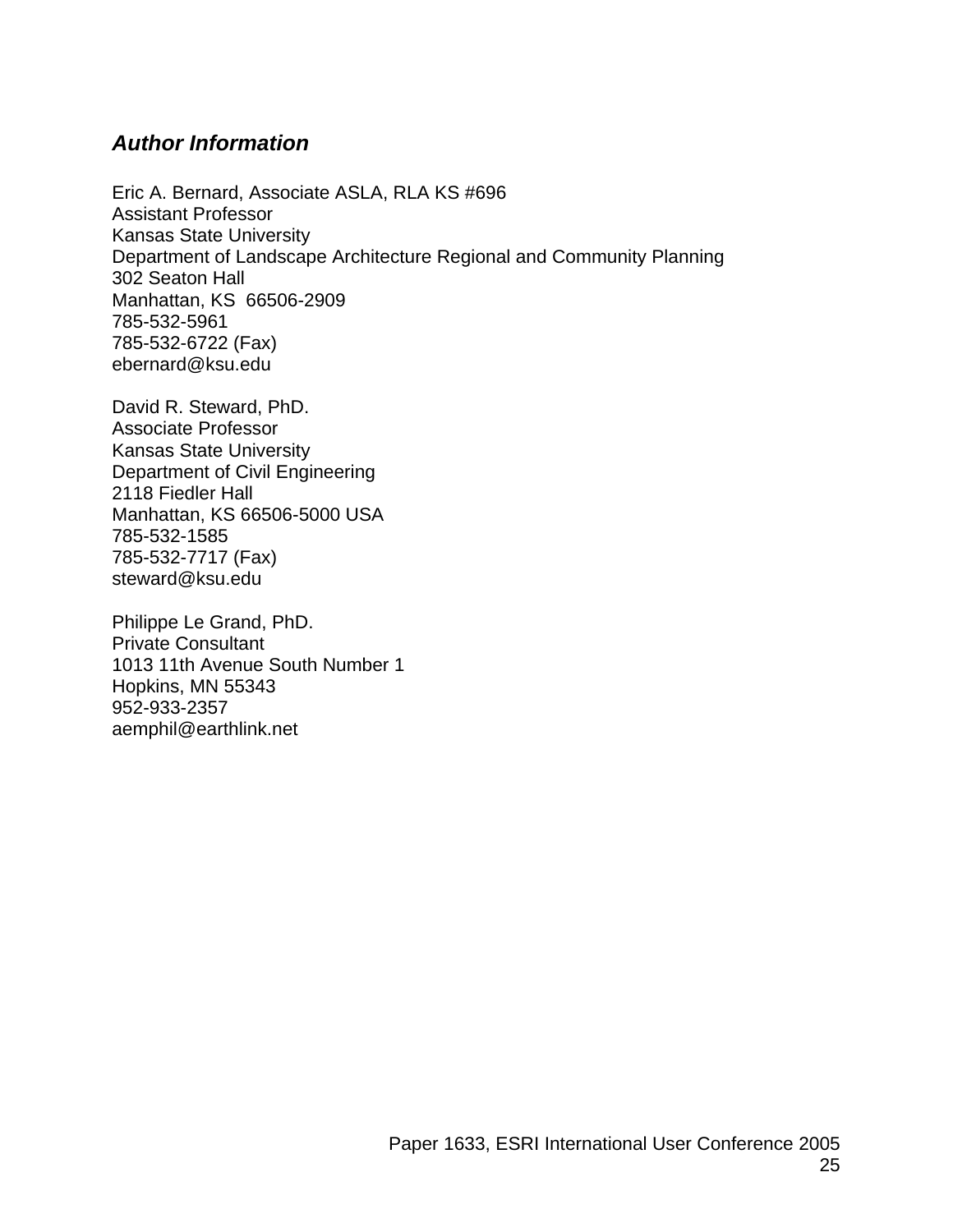### *Author Information*

Eric A. Bernard, Associate ASLA, RLA KS #696
Assistant Professor
Kansas State University
Department of Landscape Architecture Regional and Community Planning
302 Seaton Hall
Manhattan, KS 66506-2909
785-532-5961
785-532-6722 (Fax)
ebernard@ksu.edu

David R. Steward, PhD.
Associate Professor
Kansas State University
Department of Civil Engineering
2118 Fiedler Hall
Manhattan, KS 66506-5000 USA
785-532-1585
785-532-7717 (Fax)
steward@ksu.edu

Philippe Le Grand, PhD.
Private Consultant
1013 11th Avenue South Number 1
Hopkins, MN 55343
952-933-2357
aemphil@earthlink.net